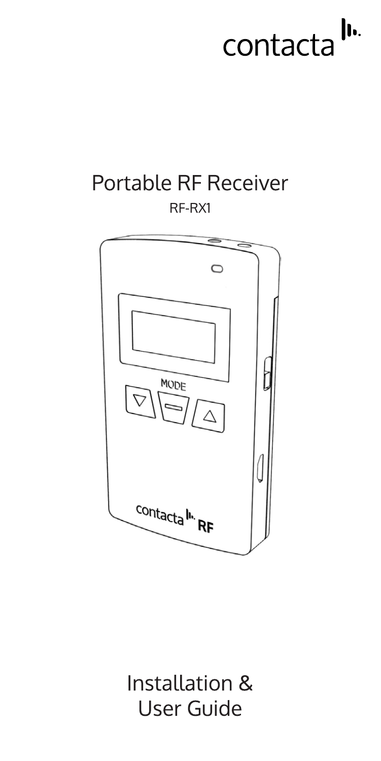contacta

# Portable RF Receiver

RF-RX1

# Installation & User Guide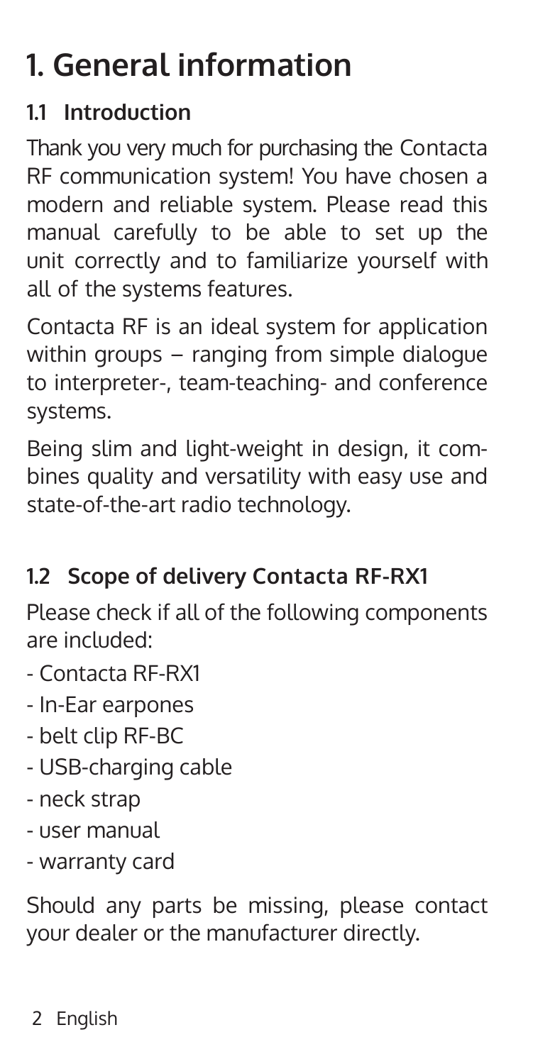# 1. General information

## 1.1 Introduction

Thank you very much for purchasing the Contacta RF communication system! You have chosen a modern and reliable system. Please read this manual carefully to be able to set up the unit correctly and to familiarize yourself with all of the systems features.

Contacta RF is an ideal system for application within groups – ranging from simple dialogue to interpreter-, team-teaching- and conference systems.

Being slim and light-weight in design, it combines quality and versatility with easy use and state-of-the-art radio technology.

## 1.2 Scope of delivery Contacta RF-RX1

Please check if all of the following components are included:

- Contacta RF-RX1
- In-Ear earpones
- belt clip RF-BC
- USB-charging cable
- neck strap
- user manual
- warranty card

Should any parts be missing, please contact your dealer or the manufacturer directly.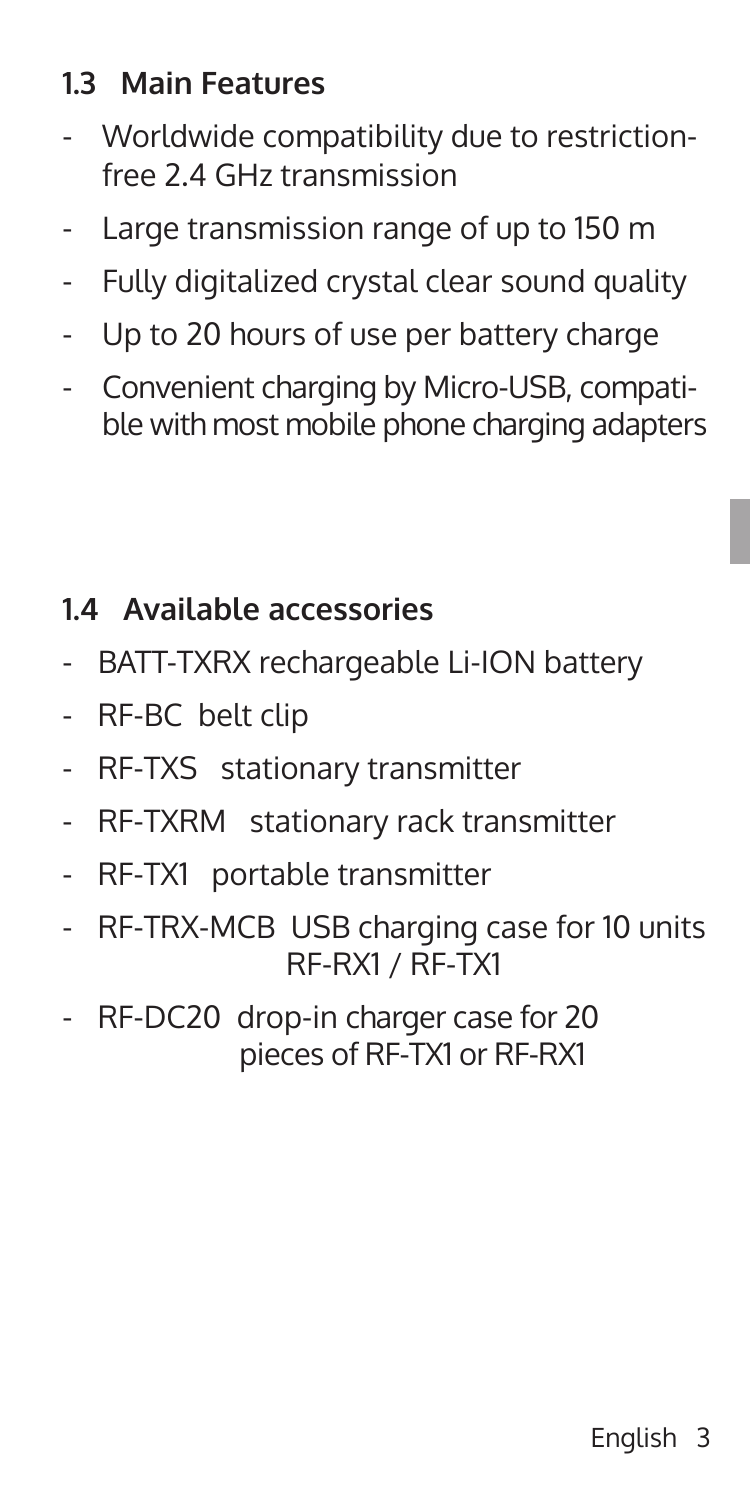### 1.3 Main Features

- Worldwide compatibility due to restriction-free 2.4 GHz transmission
- Large transmission range of up to 150 m
- Fully digitalized crystal clear sound quality
- Up to 20 hours of use per battery charge
- Convenient charging by Micro-USB, compatible with most mobile phone charging adapters

### 1.4 Available accessories

- BATT-TXRX rechargeable Li-ION battery
- RF-BC belt clip
- RF-TXS stationary transmitter
- RF-TXRM stationary rack transmitter
- RF-TX1 portable transmitter
- RF-TRX-MCB USB charging case for 10 units RF-RX1 / RF-TX1
- RF-DC20 drop-in charger case for 20 pieces of RF-TX1 or RF-RX1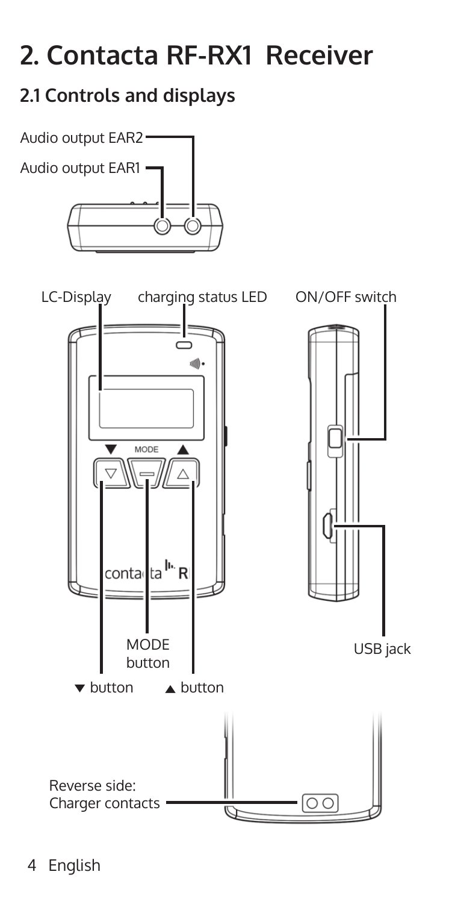# 2. Contacta RF-RX1 Receiver

## 2.1 Controls and displays

Audio output EAR2

Audio output EAR1

LC-Display

charging status LED

ON/OFF switch

MODE button

USB jack

▼ button

▲ button

Reverse side: Charger contacts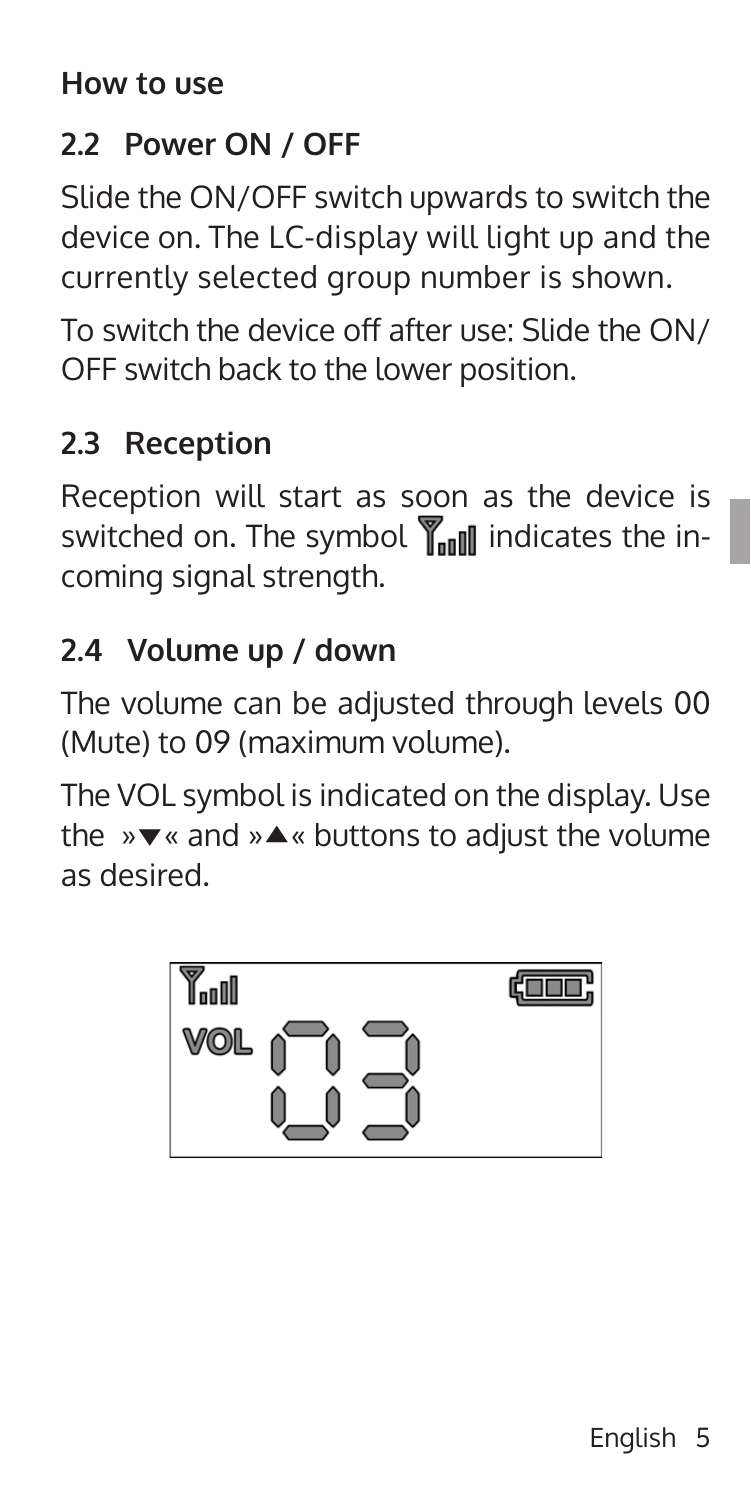**How to use**

## 2.2 Power ON / OFF

Slide the ON/OFF switch upwards to switch the device on. The LC-display will light up and the currently selected group number is shown.

To switch the device off after use: Slide the ON/OFF switch back to the lower position.

## 2.3 Reception

Reception will start as soon as the device is switched on. The symbol 📶 indicates the incoming signal strength.

## 2.4 Volume up / down

The volume can be adjusted through levels 00 (Mute) to 09 (maximum volume).

The VOL symbol is indicated on the display. Use the »▼« and »▲« buttons to adjust the volume as desired.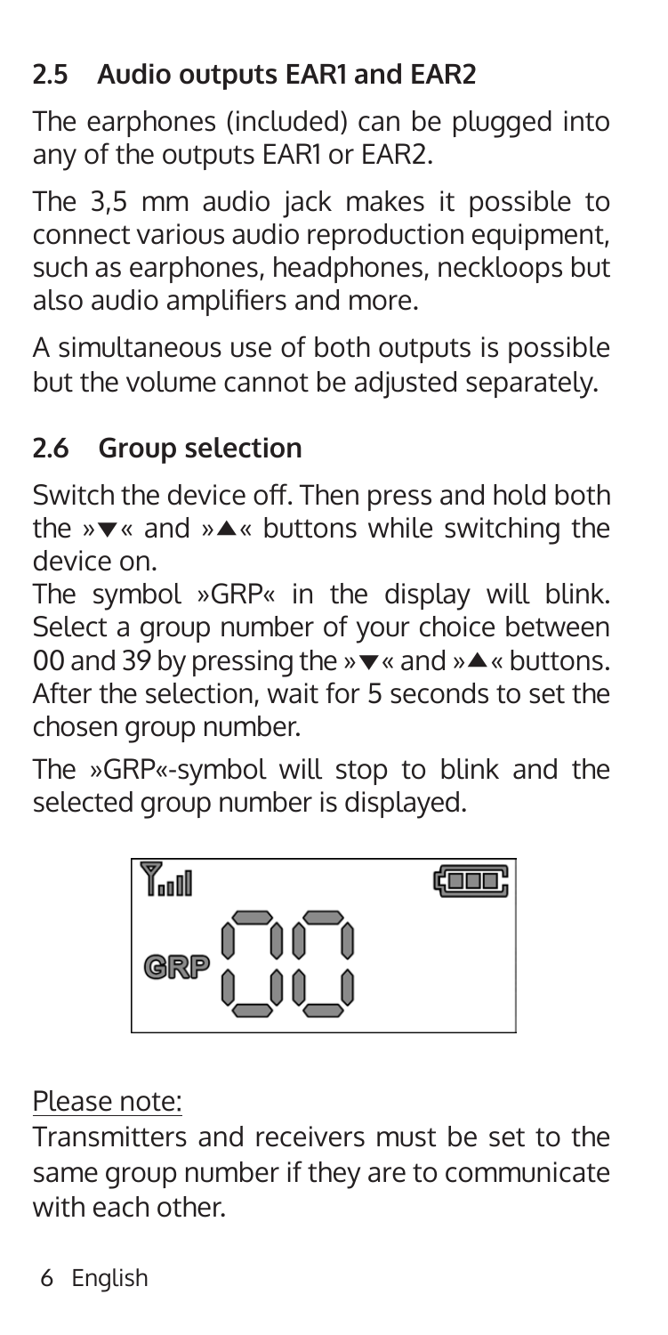## 2.5 Audio outputs EAR1 and EAR2

The earphones (included) can be plugged into any of the outputs EAR1 or EAR2.

The 3,5 mm audio jack makes it possible to connect various audio reproduction equipment, such as earphones, headphones, neckloops but also audio amplifiers and more.

A simultaneous use of both outputs is possible but the volume cannot be adjusted separately.

## 2.6 Group selection

Switch the device off. Then press and hold both the »▼« and »▲« buttons while switching the device on.
The symbol »GRP« in the display will blink. Select a group number of your choice between 00 and 39 by pressing the »▼« and »▲« buttons. After the selection, wait for 5 seconds to set the chosen group number.

The »GRP«-symbol will stop to blink and the selected group number is displayed.

Please note:
Transmitters and receivers must be set to the same group number if they are to communicate with each other.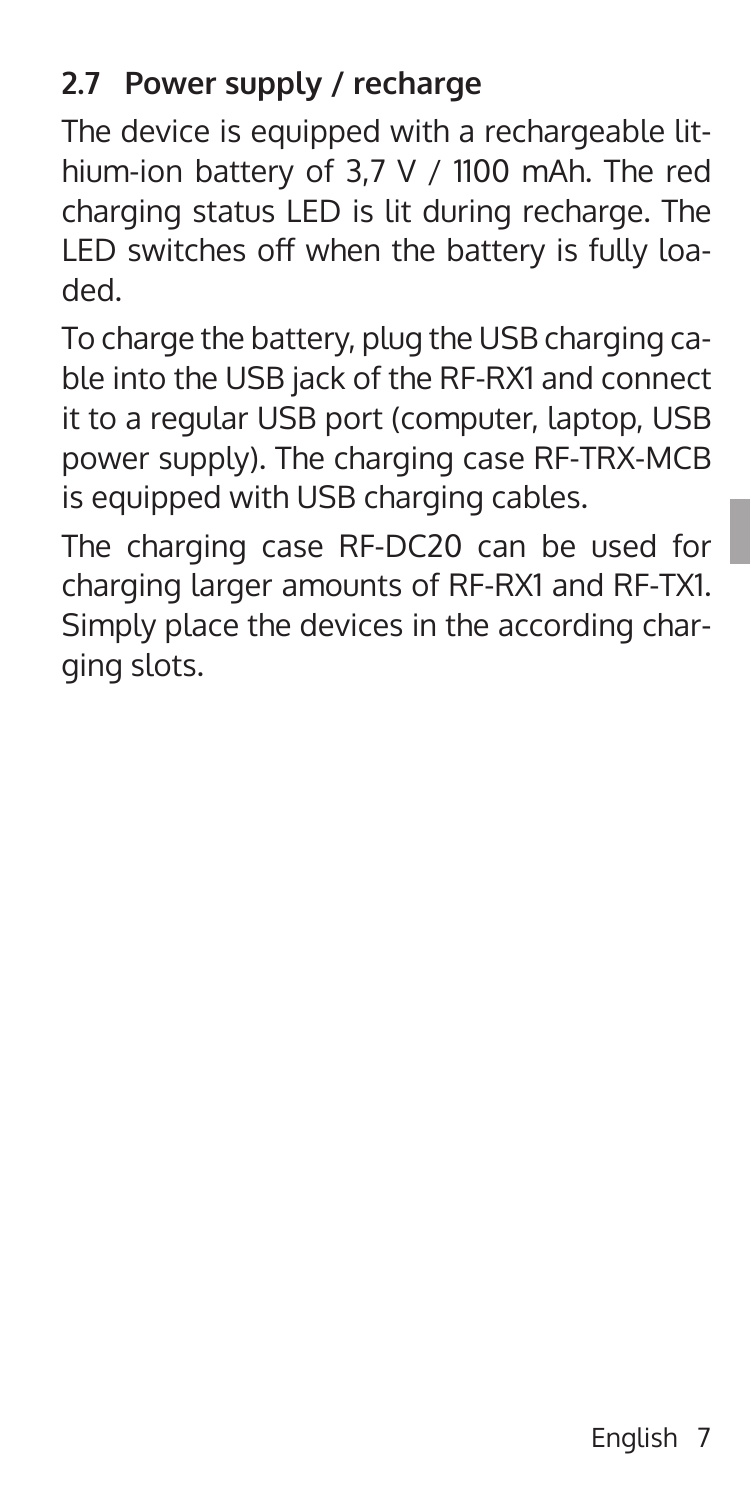## 2.7 Power supply / recharge

The device is equipped with a rechargeable lithium-ion battery of 3,7 V / 1100 mAh. The red charging status LED is lit during recharge. The LED switches off when the battery is fully loaded.

To charge the battery, plug the USB charging cable into the USB jack of the RF-RX1 and connect it to a regular USB port (computer, laptop, USB power supply). The charging case RF-TRX-MCB is equipped with USB charging cables.

The charging case RF-DC20 can be used for charging larger amounts of RF-RX1 and RF-TX1. Simply place the devices in the according charging slots.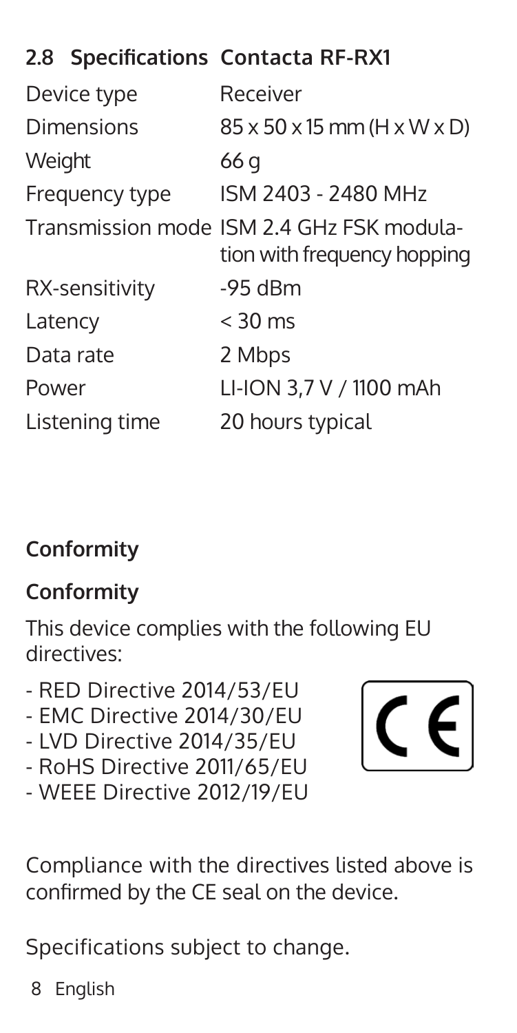## 2.8 Specifications Contacta RF-RX1

| | |
|---|---|
| Device type | Receiver |
| Dimensions | 85 x 50 x 15 mm (H x W x D) |
| Weight | 66 g |
| Frequency type | ISM 2403 - 2480 MHz |
| Transmission mode | ISM 2.4 GHz FSK modulation with frequency hopping |
| RX-sensitivity | -95 dBm |
| Latency | < 30 ms |
| Data rate | 2 Mbps |
| Power | LI-ION 3,7 V / 1100 mAh |
| Listening time | 20 hours typical |

### Conformity

### Conformity

This device complies with the following EU directives:

- RED Directive 2014/53/EU
- EMC Directive 2014/30/EU
- LVD Directive 2014/35/EU
- RoHS Directive 2011/65/EU
- WEEE Directive 2012/19/EU

CE

Compliance with the directives listed above is confirmed by the CE seal on the device.

Specifications subject to change.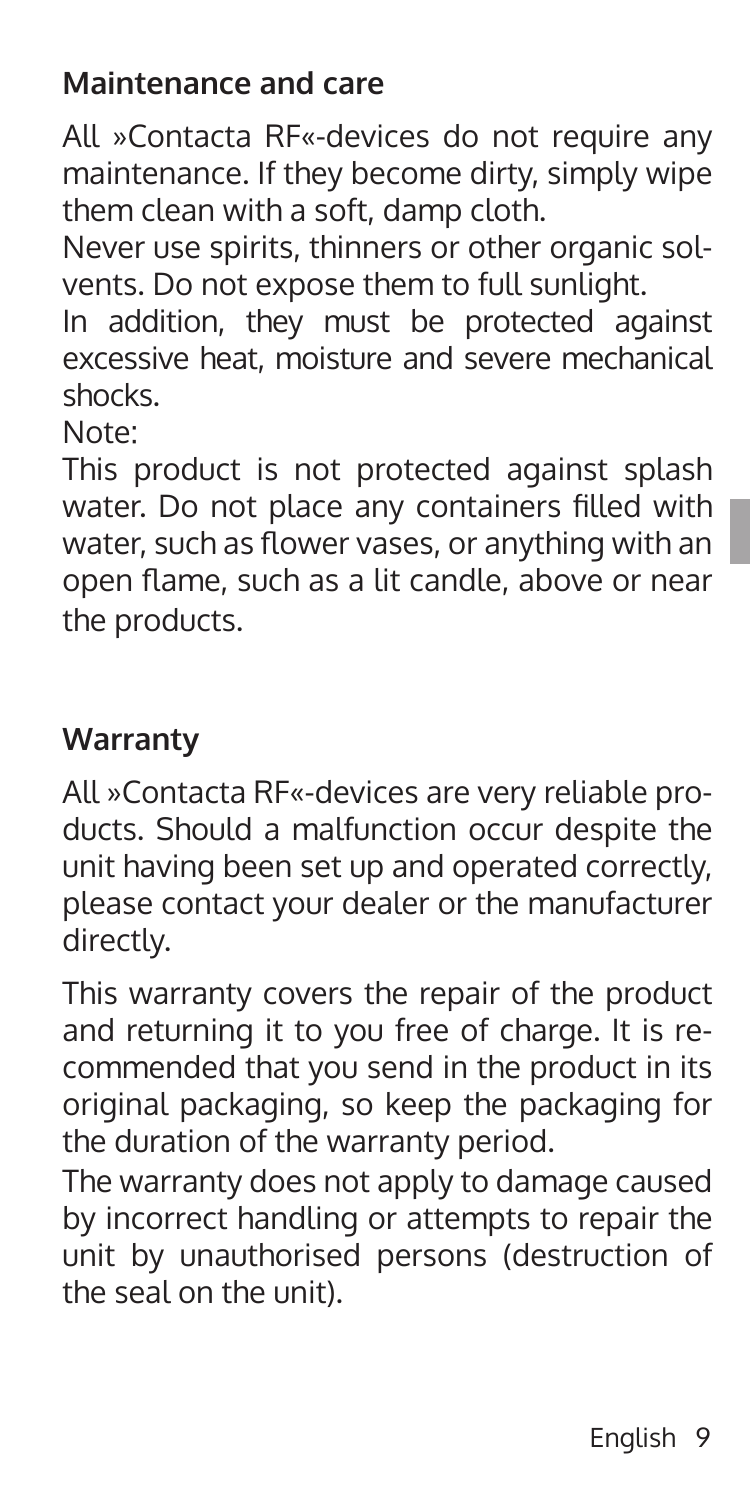## Maintenance and care

All »Contacta RF«-devices do not require any maintenance. If they become dirty, simply wipe them clean with a soft, damp cloth.

Never use spirits, thinners or other organic solvents. Do not expose them to full sunlight.

In addition, they must be protected against excessive heat, moisture and severe mechanical shocks.

Note:

This product is not protected against splash water. Do not place any containers filled with water, such as flower vases, or anything with an open flame, such as a lit candle, above or near the products.

## Warranty

All »Contacta RF«-devices are very reliable products. Should a malfunction occur despite the unit having been set up and operated correctly, please contact your dealer or the manufacturer directly.

This warranty covers the repair of the product and returning it to you free of charge. It is recommended that you send in the product in its original packaging, so keep the packaging for the duration of the warranty period.

The warranty does not apply to damage caused by incorrect handling or attempts to repair the unit by unauthorised persons (destruction of the seal on the unit).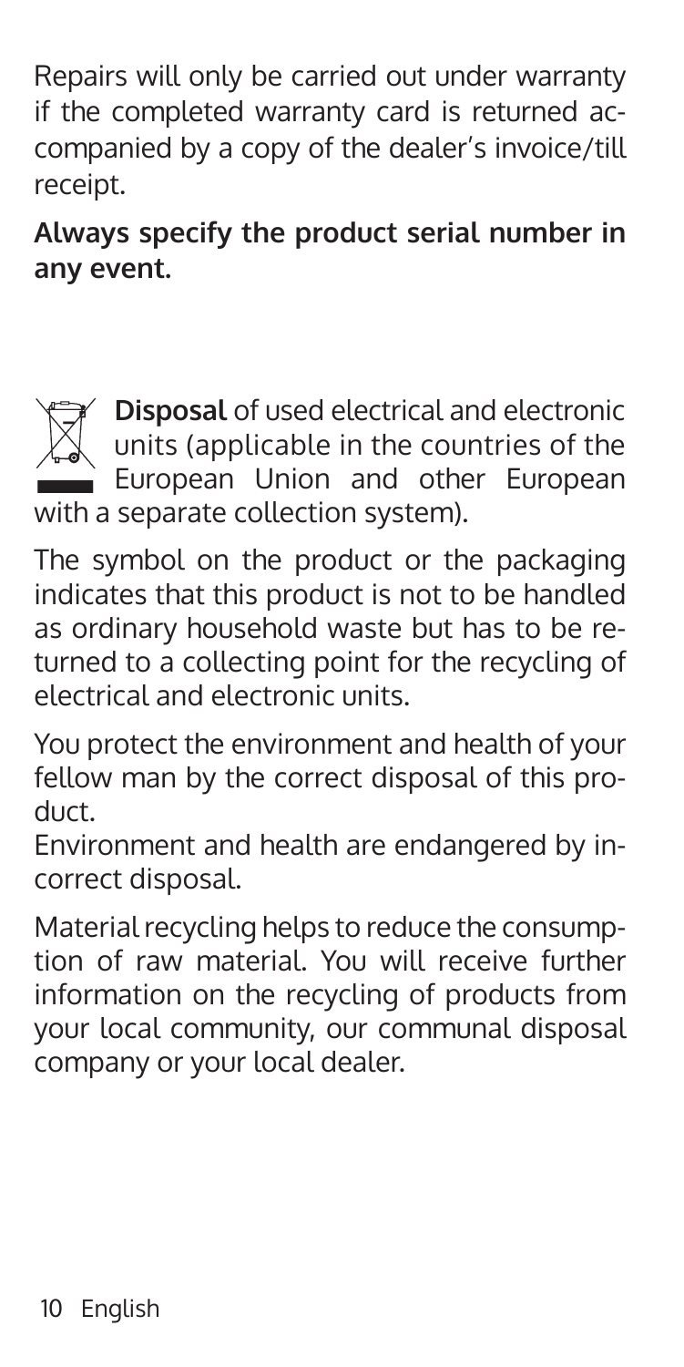Repairs will only be carried out under warranty if the completed warranty card is returned accompanied by a copy of the dealer's invoice/till receipt.

**Always specify the product serial number in any event.**

**Disposal** of used electrical and electronic units (applicable in the countries of the European Union and other European with a separate collection system).

The symbol on the product or the packaging indicates that this product is not to be handled as ordinary household waste but has to be returned to a collecting point for the recycling of electrical and electronic units.

You protect the environment and health of your fellow man by the correct disposal of this product.
Environment and health are endangered by incorrect disposal.

Material recycling helps to reduce the consumption of raw material. You will receive further information on the recycling of products from your local community, our communal disposal company or your local dealer.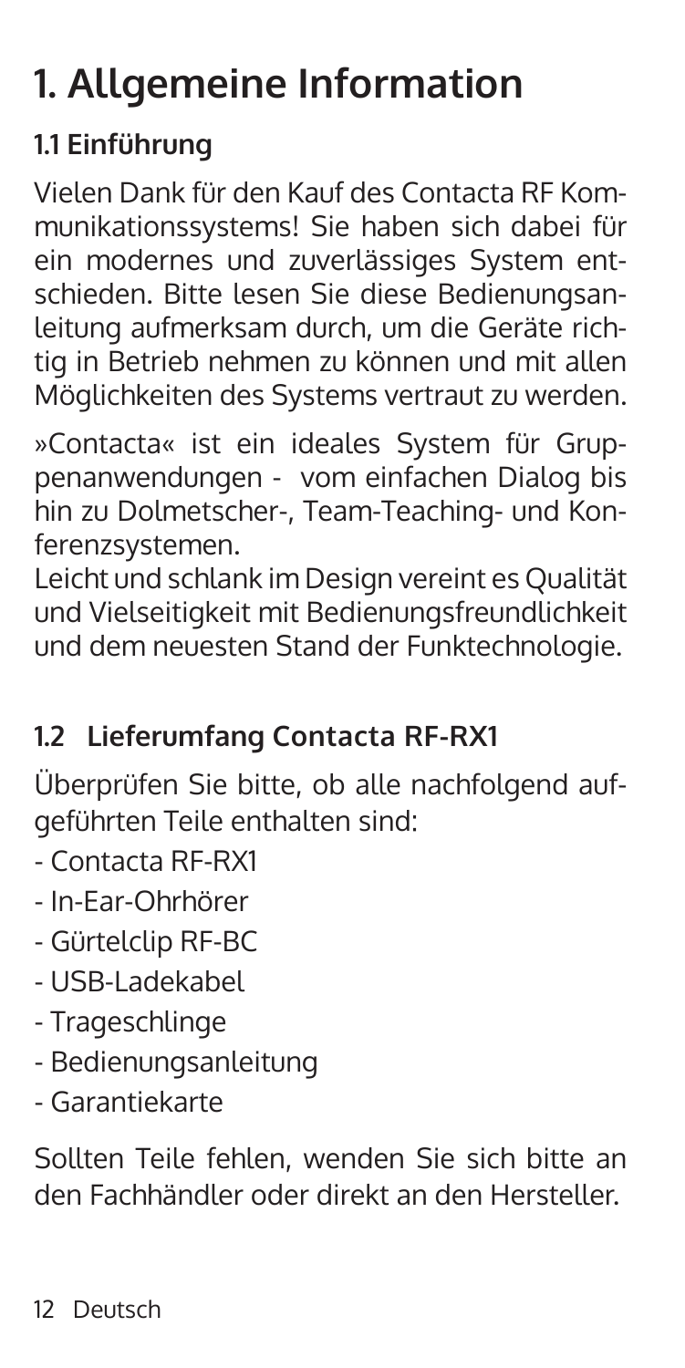# 1. Allgemeine Information

## 1.1 Einführung

Vielen Dank für den Kauf des Contacta RF Kommunikationssystems! Sie haben sich dabei für ein modernes und zuverlässiges System entschieden. Bitte lesen Sie diese Bedienungsanleitung aufmerksam durch, um die Geräte richtig in Betrieb nehmen zu können und mit allen Möglichkeiten des Systems vertraut zu werden.

»Contacta« ist ein ideales System für Gruppenanwendungen - vom einfachen Dialog bis hin zu Dolmetscher-, Team-Teaching- und Konferenzsystemen.
Leicht und schlank im Design vereint es Qualität und Vielseitigkeit mit Bedienungsfreundlichkeit und dem neuesten Stand der Funktechnologie.

## 1.2 Lieferumfang Contacta RF-RX1

Überprüfen Sie bitte, ob alle nachfolgend aufgeführten Teile enthalten sind:

- Contacta RF-RX1
- In-Ear-Ohrhörer
- Gürtelclip RF-BC
- USB-Ladekabel
- Trageschlinge
- Bedienungsanleitung
- Garantiekarte

Sollten Teile fehlen, wenden Sie sich bitte an den Fachhändler oder direkt an den Hersteller.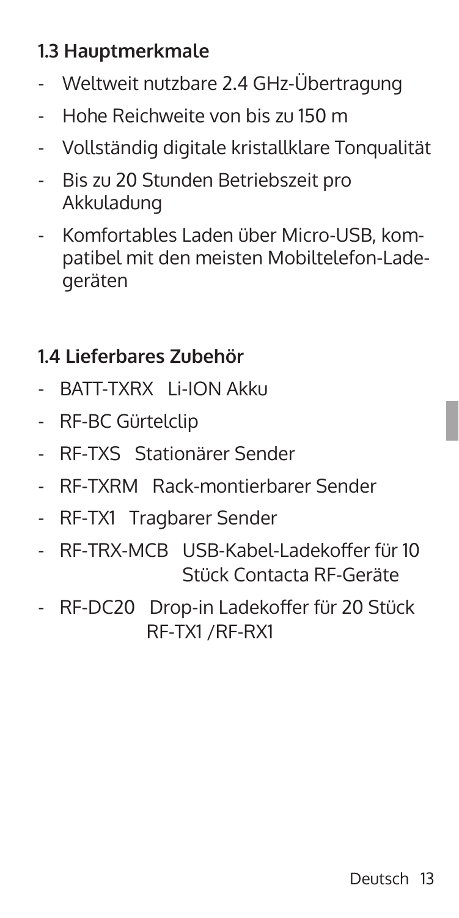### 1.3 Hauptmerkmale

- Weltweit nutzbare 2.4 GHz-Übertragung
- Hohe Reichweite von bis zu 150 m
- Vollständig digitale kristallklare Tonqualität
- Bis zu 20 Stunden Betriebszeit pro Akkuladung
- Komfortables Laden über Micro-USB, kompatibel mit den meisten Mobiltelefon-Ladegeräten

### 1.4 Lieferbares Zubehör

- BATT-TXRX Li-ION Akku
- RF-BC Gürtelclip
- RF-TXS Stationärer Sender
- RF-TXRM Rack-montierbarer Sender
- RF-TX1 Tragbarer Sender
- RF-TRX-MCB USB-Kabel-Ladekoffer für 10 Stück Contacta RF-Geräte
- RF-DC20 Drop-in Ladekoffer für 20 Stück RF-TX1 /RF-RX1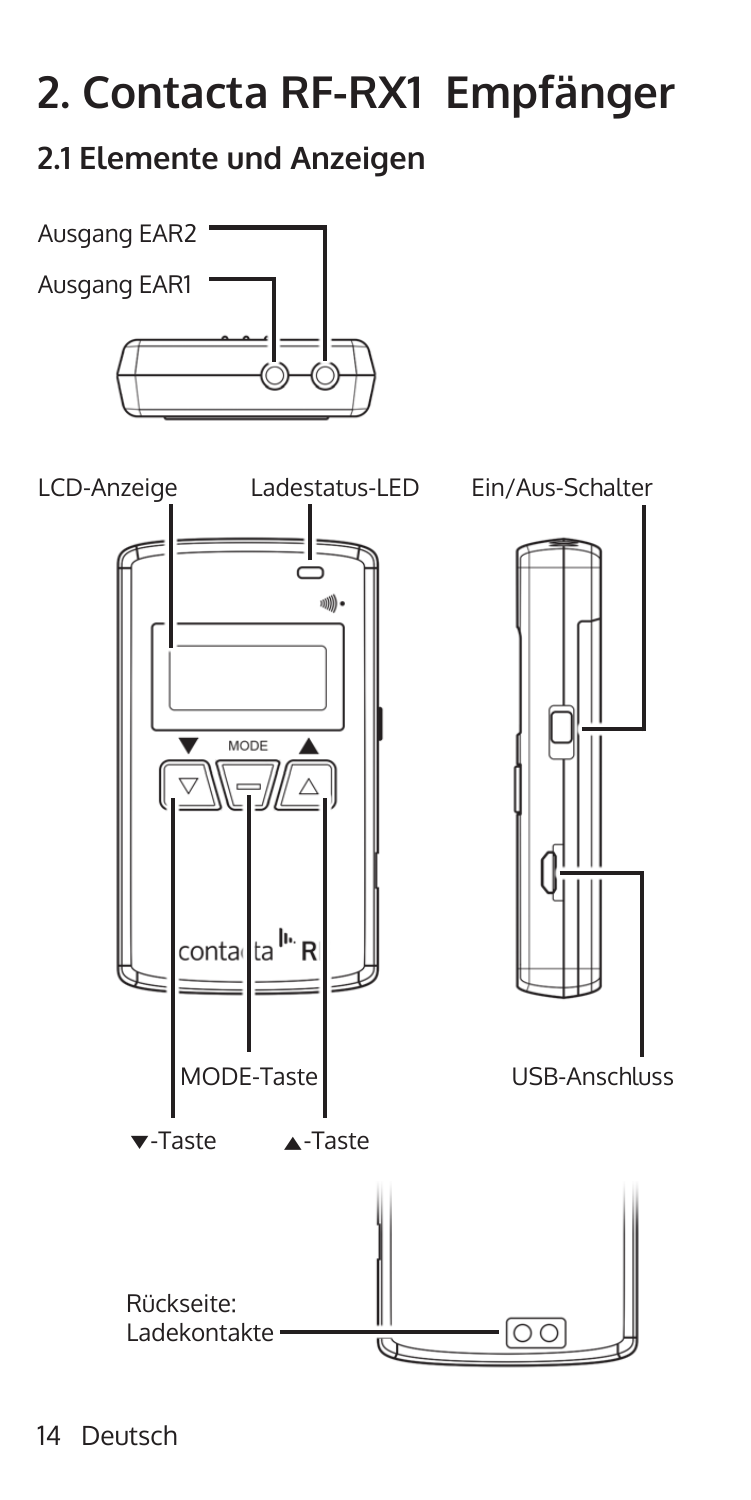# 2. Contacta RF-RX1 Empfänger

## 2.1 Elemente und Anzeigen

Ausgang EAR2

Ausgang EAR1

LCD-Anzeige

Ladestatus-LED

Ein/Aus-Schalter

MODE-Taste

USB-Anschluss

▼-Taste

▲-Taste

Rückseite: Ladekontakte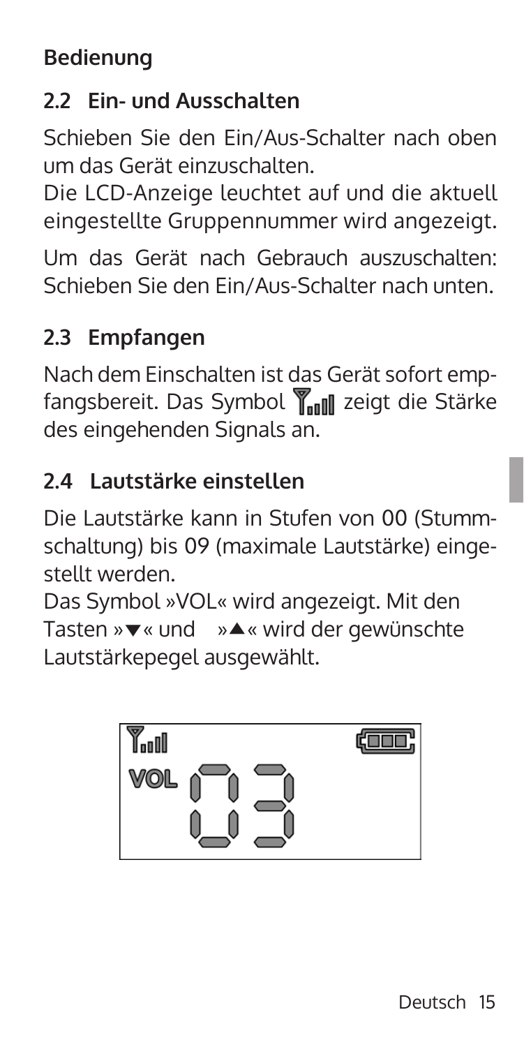**Bedienung**

## 2.2 Ein- und Ausschalten

Schieben Sie den Ein/Aus-Schalter nach oben um das Gerät einzuschalten.
Die LCD-Anzeige leuchtet auf und die aktuell eingestellte Gruppennummer wird angezeigt.

Um das Gerät nach Gebrauch auszuschalten: Schieben Sie den Ein/Aus-Schalter nach unten.

## 2.3 Empfangen

Nach dem Einschalten ist das Gerät sofort empfangsbereit. Das Symbol zeigt die Stärke des eingehenden Signals an.

## 2.4 Lautstärke einstellen

Die Lautstärke kann in Stufen von 00 (Stummschaltung) bis 09 (maximale Lautstärke) eingestellt werden.
Das Symbol »VOL« wird angezeigt. Mit den Tasten »▼« und »▲« wird der gewünschte Lautstärkepegel ausgewählt.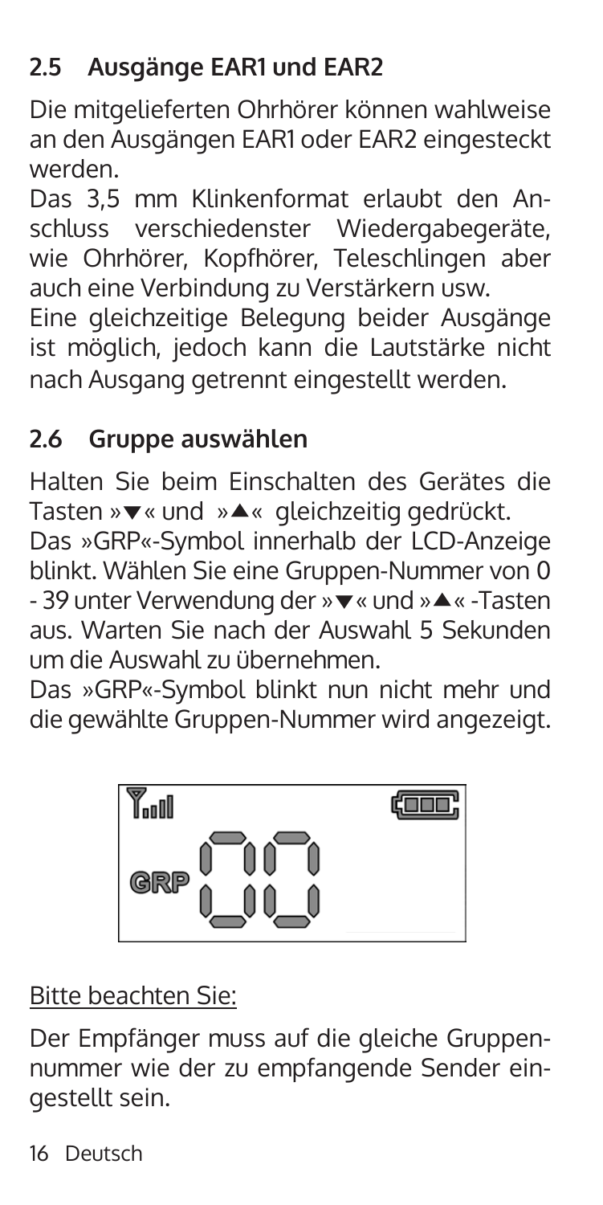## 2.5 Ausgänge EAR1 und EAR2

Die mitgelieferten Ohrhörer können wahlweise an den Ausgängen EAR1 oder EAR2 eingesteckt werden.

Das 3,5 mm Klinkenformat erlaubt den Anschluss verschiedenster Wiedergabegeräte, wie Ohrhörer, Kopfhörer, Teleschlingen aber auch eine Verbindung zu Verstärkern usw.

Eine gleichzeitige Belegung beider Ausgänge ist möglich, jedoch kann die Lautstärke nicht nach Ausgang getrennt eingestellt werden.

## 2.6 Gruppe auswählen

Halten Sie beim Einschalten des Gerätes die Tasten »▼« und »▲« gleichzeitig gedrückt.

Das »GRP«-Symbol innerhalb der LCD-Anzeige blinkt. Wählen Sie eine Gruppen-Nummer von 0 - 39 unter Verwendung der »▼« und »▲« -Tasten aus. Warten Sie nach der Auswahl 5 Sekunden um die Auswahl zu übernehmen.

Das »GRP«-Symbol blinkt nun nicht mehr und die gewählte Gruppen-Nummer wird angezeigt.

Bitte beachten Sie:

Der Empfänger muss auf die gleiche Gruppennummer wie der zu empfangende Sender eingestellt sein.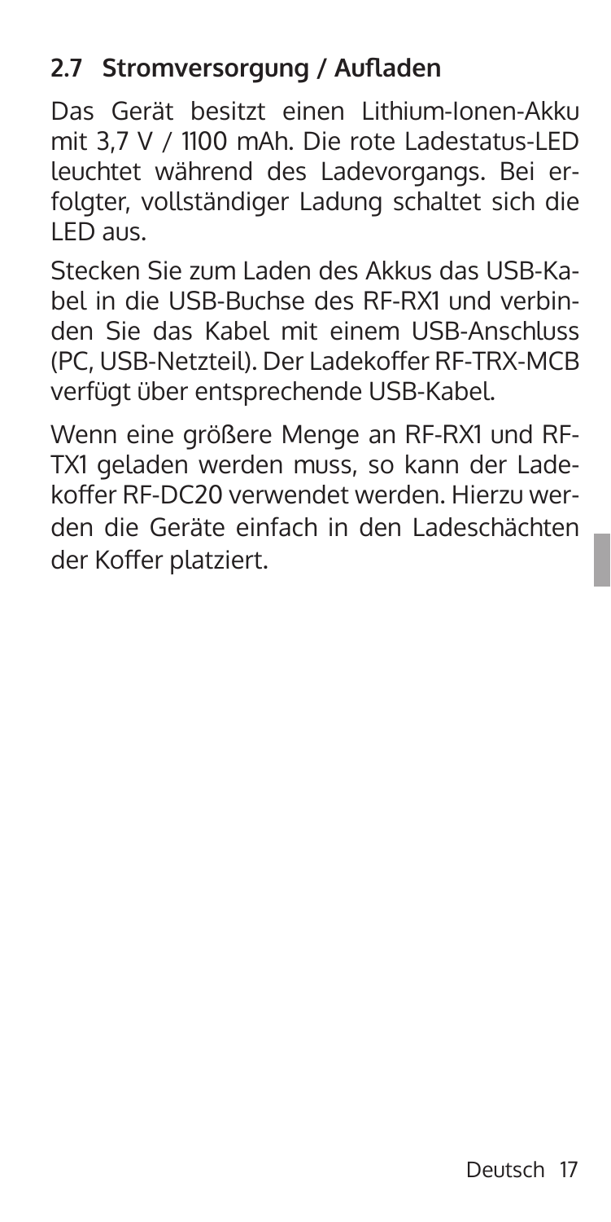## 2.7 Stromversorgung / Aufladen

Das Gerät besitzt einen Lithium-Ionen-Akku mit 3,7 V / 1100 mAh. Die rote Ladestatus-LED leuchtet während des Ladevorgangs. Bei erfolgter, vollständiger Ladung schaltet sich die LED aus.

Stecken Sie zum Laden des Akkus das USB-Kabel in die USB-Buchse des RF-RX1 und verbinden Sie das Kabel mit einem USB-Anschluss (PC, USB-Netzteil). Der Ladekoffer RF-TRX-MCB verfügt über entsprechende USB-Kabel.

Wenn eine größere Menge an RF-RX1 und RF-TX1 geladen werden muss, so kann der Ladekoffer RF-DC20 verwendet werden. Hierzu werden die Geräte einfach in den Ladeschächten der Koffer platziert.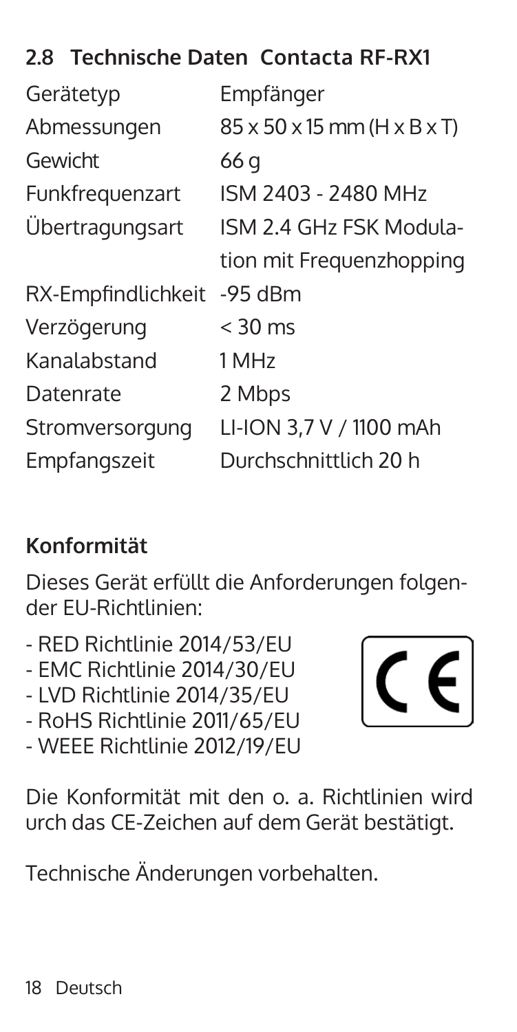## 2.8 Technische Daten Contacta RF-RX1

| | |
|---|---|
| Gerätetyp | Empfänger |
| Abmessungen | 85 x 50 x 15 mm (H x B x T) |
| Gewicht | 66 g |
| Funkfrequenzart | ISM 2403 - 2480 MHz |
| Übertragungsart | ISM 2.4 GHz FSK Modulation mit Frequenzhopping |
| RX-Empfindlichkeit | -95 dBm |
| Verzögerung | < 30 ms |
| Kanalabstand | 1 MHz |
| Datenrate | 2 Mbps |
| Stromversorgung | LI-ION 3,7 V / 1100 mAh |
| Empfangszeit | Durchschnittlich 20 h |

**Konformität**

Dieses Gerät erfüllt die Anforderungen folgender EU-Richtlinien:

- RED Richtlinie 2014/53/EU
- EMC Richtlinie 2014/30/EU
- LVD Richtlinie 2014/35/EU
- RoHS Richtlinie 2011/65/EU
- WEEE Richtlinie 2012/19/EU

CE

Die Konformität mit den o. a. Richtlinien wird urch das CE-Zeichen auf dem Gerät bestätigt.

Technische Änderungen vorbehalten.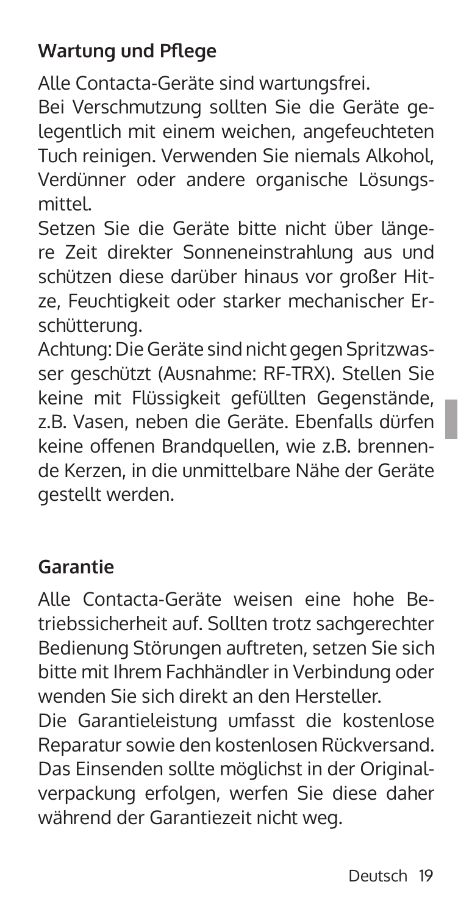## Wartung und Pflege

Alle Contacta-Geräte sind wartungsfrei.
Bei Verschmutzung sollten Sie die Geräte gelegentlich mit einem weichen, angefeuchteten Tuch reinigen. Verwenden Sie niemals Alkohol, Verdünner oder andere organische Lösungsmittel.
Setzen Sie die Geräte bitte nicht über längere Zeit direkter Sonneneinstrahlung aus und schützen diese darüber hinaus vor großer Hitze, Feuchtigkeit oder starker mechanischer Erschütterung.
Achtung: Die Geräte sind nicht gegen Spritzwasser geschützt (Ausnahme: RF-TRX). Stellen Sie keine mit Flüssigkeit gefüllten Gegenstände, z.B. Vasen, neben die Geräte. Ebenfalls dürfen keine offenen Brandquellen, wie z.B. brennende Kerzen, in die unmittelbare Nähe der Geräte gestellt werden.

## Garantie

Alle Contacta-Geräte weisen eine hohe Betriebssicherheit auf. Sollten trotz sachgerechter Bedienung Störungen auftreten, setzen Sie sich bitte mit Ihrem Fachhändler in Verbindung oder wenden Sie sich direkt an den Hersteller.
Die Garantieleistung umfasst die kostenlose Reparatur sowie den kostenlosen Rückversand. Das Einsenden sollte möglichst in der Originalverpackung erfolgen, werfen Sie diese daher während der Garantiezeit nicht weg.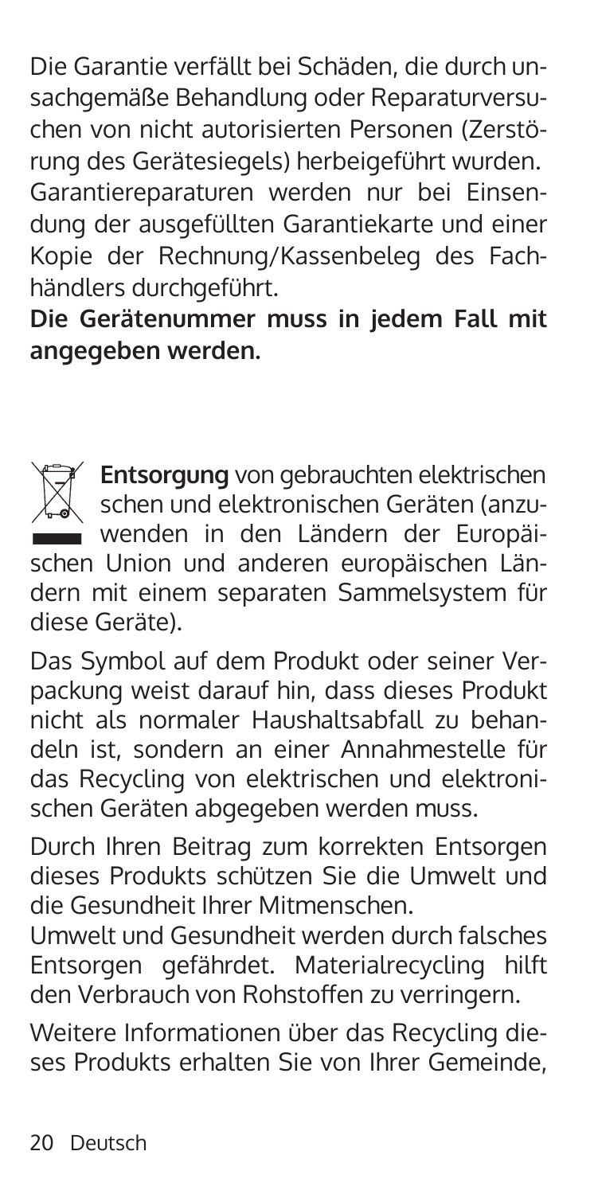Die Garantie verfällt bei Schäden, die durch unsachgemäße Behandlung oder Reparaturversuchen von nicht autorisierten Personen (Zerstörung des Gerätesiegels) herbeigeführt wurden.
Garantiereparaturen werden nur bei Einsendung der ausgefüllten Garantiekarte und einer Kopie der Rechnung/Kassenbeleg des Fachhändlers durchgeführt.

**Die Gerätenummer muss in jedem Fall mit angegeben werden.**

**Entsorgung** von gebrauchten elektrischen schen und elektronischen Geräten (anzuwenden in den Ländern der Europäischen Union und anderen europäischen Ländern mit einem separaten Sammelsystem für diese Geräte).

Das Symbol auf dem Produkt oder seiner Verpackung weist darauf hin, dass dieses Produkt nicht als normaler Haushaltsabfall zu behandeln ist, sondern an einer Annahmestelle für das Recycling von elektrischen und elektronischen Geräten abgegeben werden muss.

Durch Ihren Beitrag zum korrekten Entsorgen dieses Produkts schützen Sie die Umwelt und die Gesundheit Ihrer Mitmenschen.
Umwelt und Gesundheit werden durch falsches Entsorgen gefährdet. Materialrecycling hilft den Verbrauch von Rohstoffen zu verringern.

Weitere Informationen über das Recycling dieses Produkts erhalten Sie von Ihrer Gemeinde,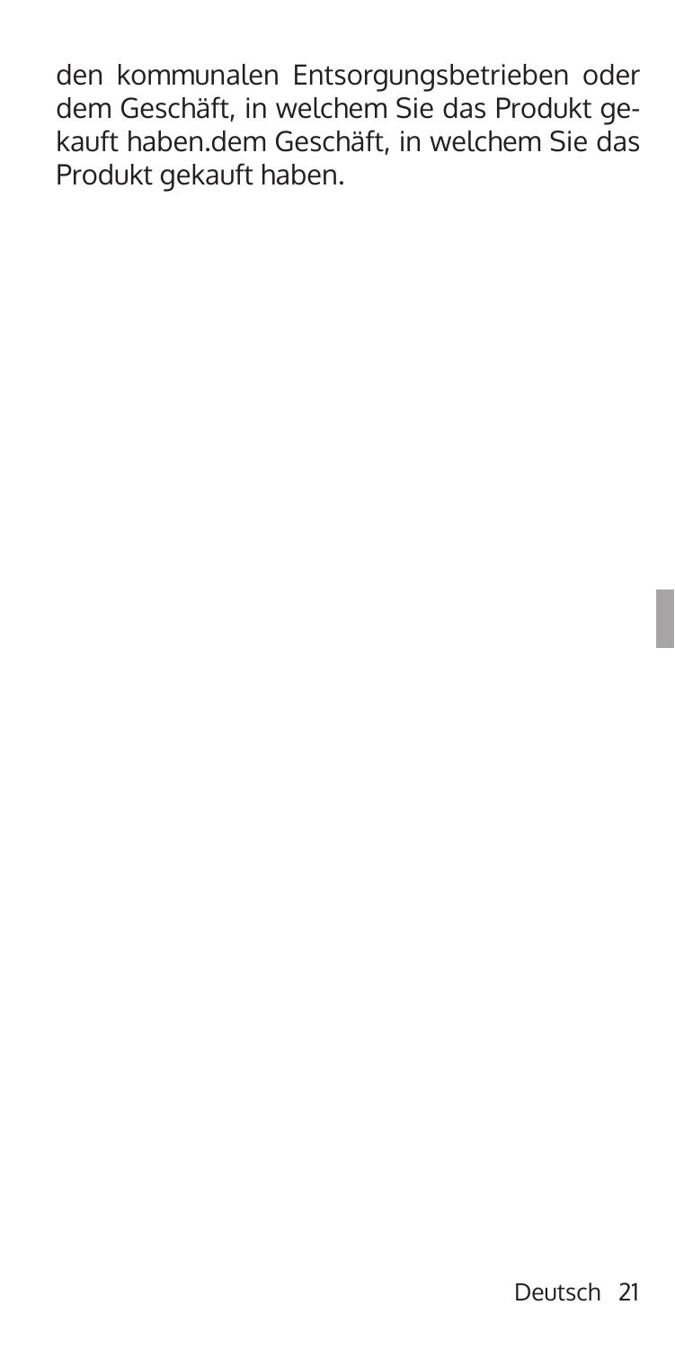den kommunalen Entsorgungsbetrieben oder dem Geschäft, in welchem Sie das Produkt gekauft haben.dem Geschäft, in welchem Sie das Produkt gekauft haben.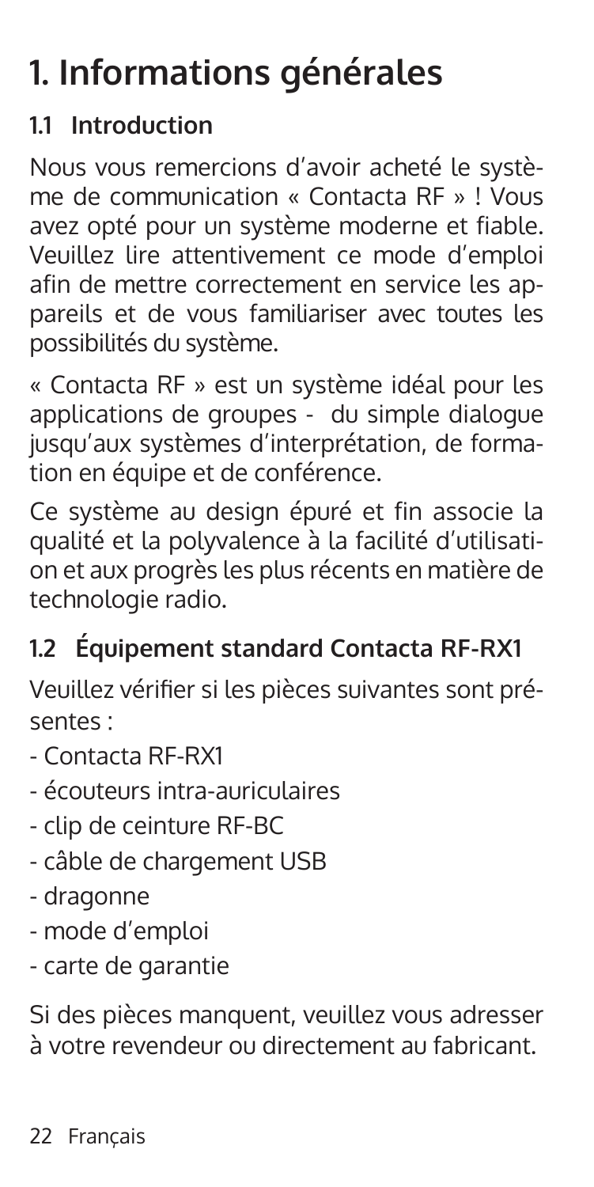# 1. Informations générales

## 1.1 Introduction

Nous vous remercions d'avoir acheté le système de communication « Contacta RF » ! Vous avez opté pour un système moderne et fiable. Veuillez lire attentivement ce mode d'emploi afin de mettre correctement en service les appareils et de vous familiariser avec toutes les possibilités du système.

« Contacta RF » est un système idéal pour les applications de groupes - du simple dialogue jusqu'aux systèmes d'interprétation, de formation en équipe et de conférence.

Ce système au design épuré et fin associe la qualité et la polyvalence à la facilité d'utilisation et aux progrès les plus récents en matière de technologie radio.

## 1.2 Équipement standard Contacta RF-RX1

Veuillez vérifier si les pièces suivantes sont présentes :

- Contacta RF-RX1
- écouteurs intra-auriculaires
- clip de ceinture RF-BC
- câble de chargement USB
- dragonne
- mode d'emploi
- carte de garantie

Si des pièces manquent, veuillez vous adresser à votre revendeur ou directement au fabricant.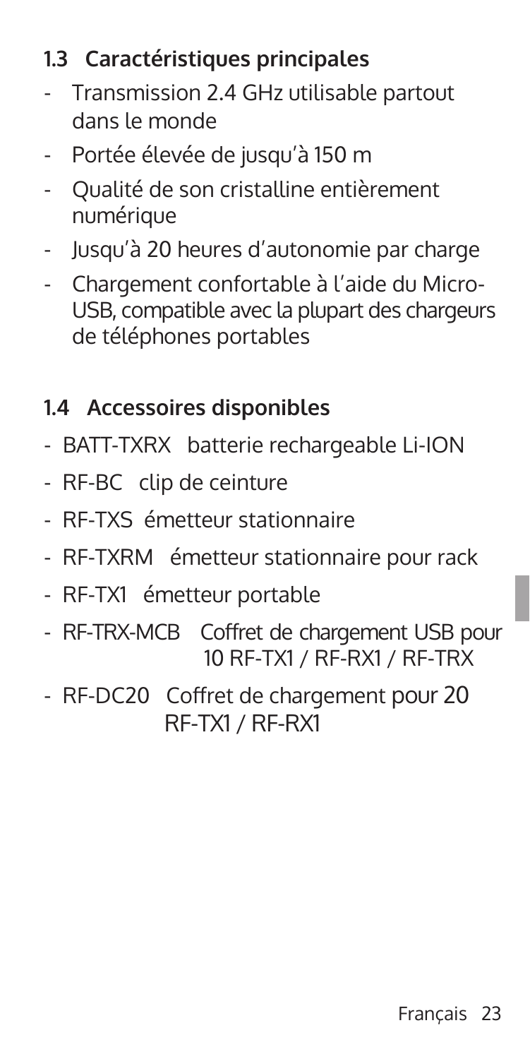## 1.3 Caractéristiques principales

- Transmission 2.4 GHz utilisable partout dans le monde
- Portée élevée de jusqu'à 150 m
- Qualité de son cristalline entièrement numérique
- Jusqu'à 20 heures d'autonomie par charge
- Chargement confortable à l'aide du Micro-USB, compatible avec la plupart des chargeurs de téléphones portables

## 1.4 Accessoires disponibles

- BATT-TXRX batterie rechargeable Li-ION
- RF-BC clip de ceinture
- RF-TXS émetteur stationnaire
- RF-TXRM émetteur stationnaire pour rack
- RF-TX1 émetteur portable
- RF-TRX-MCB Coffret de chargement USB pour 10 RF-TX1 / RF-RX1 / RF-TRX
- RF-DC20 Coffret de chargement pour 20 RF-TX1 / RF-RX1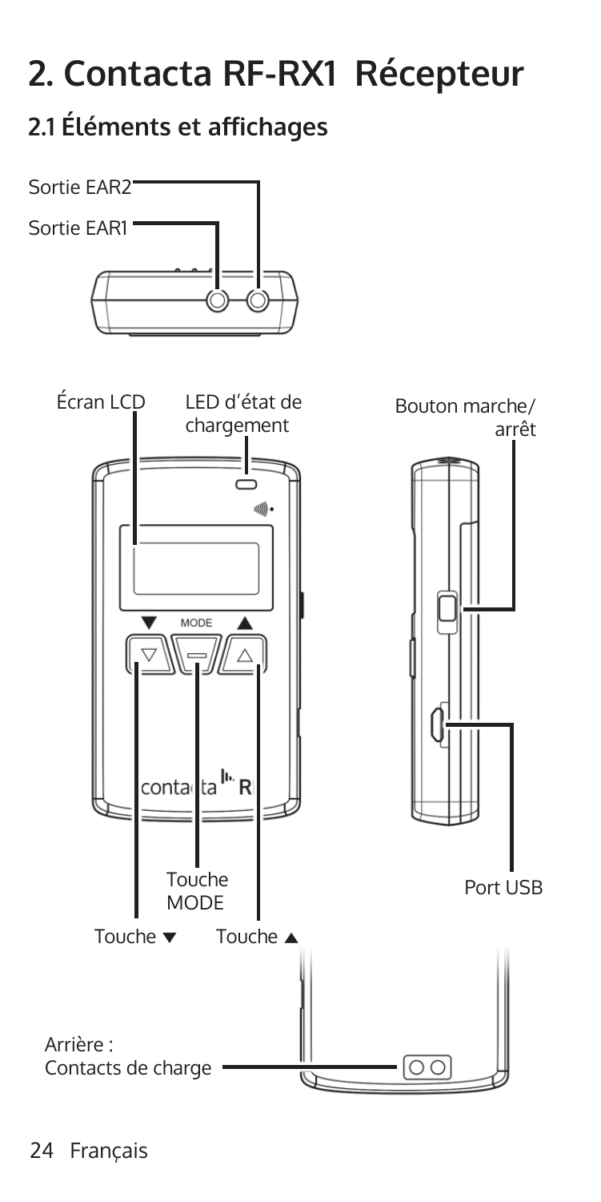# 2. Contacta RF-RX1 Récepteur

## 2.1 Éléments et affichages

Sortie EAR2

Sortie EAR1

Écran LCD

LED d'état de chargement

Bouton marche/arrêt

Touche MODE

Port USB

Touche ▼

Touche ▲

Arrière : Contacts de charge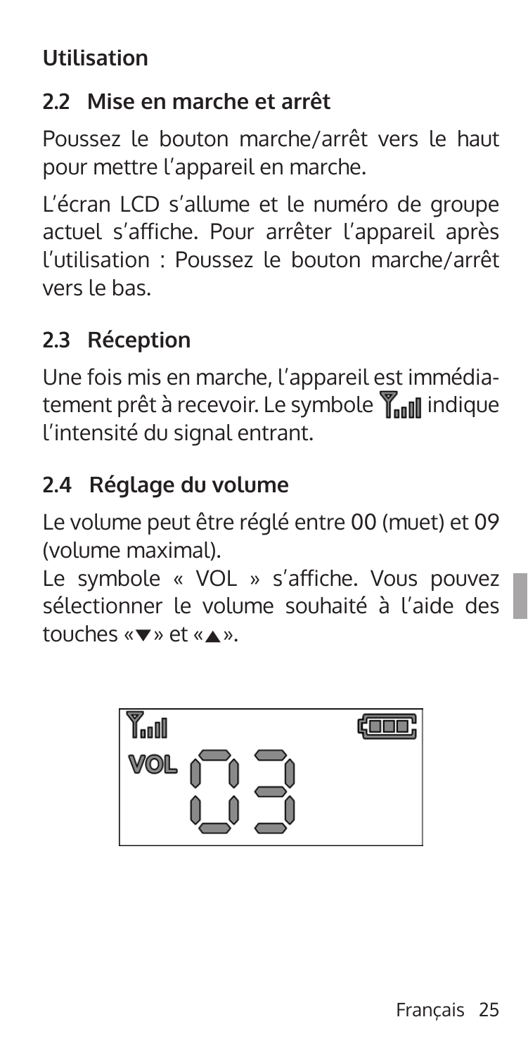**Utilisation**

## 2.2 Mise en marche et arrêt

Poussez le bouton marche/arrêt vers le haut pour mettre l'appareil en marche.

L'écran LCD s'allume et le numéro de groupe actuel s'affiche. Pour arrêter l'appareil après l'utilisation : Poussez le bouton marche/arrêt vers le bas.

## 2.3 Réception

Une fois mis en marche, l'appareil est immédiatement prêt à recevoir. Le symbole indique l'intensité du signal entrant.

## 2.4 Réglage du volume

Le volume peut être réglé entre 00 (muet) et 09 (volume maximal).
Le symbole « VOL » s'affiche. Vous pouvez sélectionner le volume souhaité à l'aide des touches «▼» et «▲».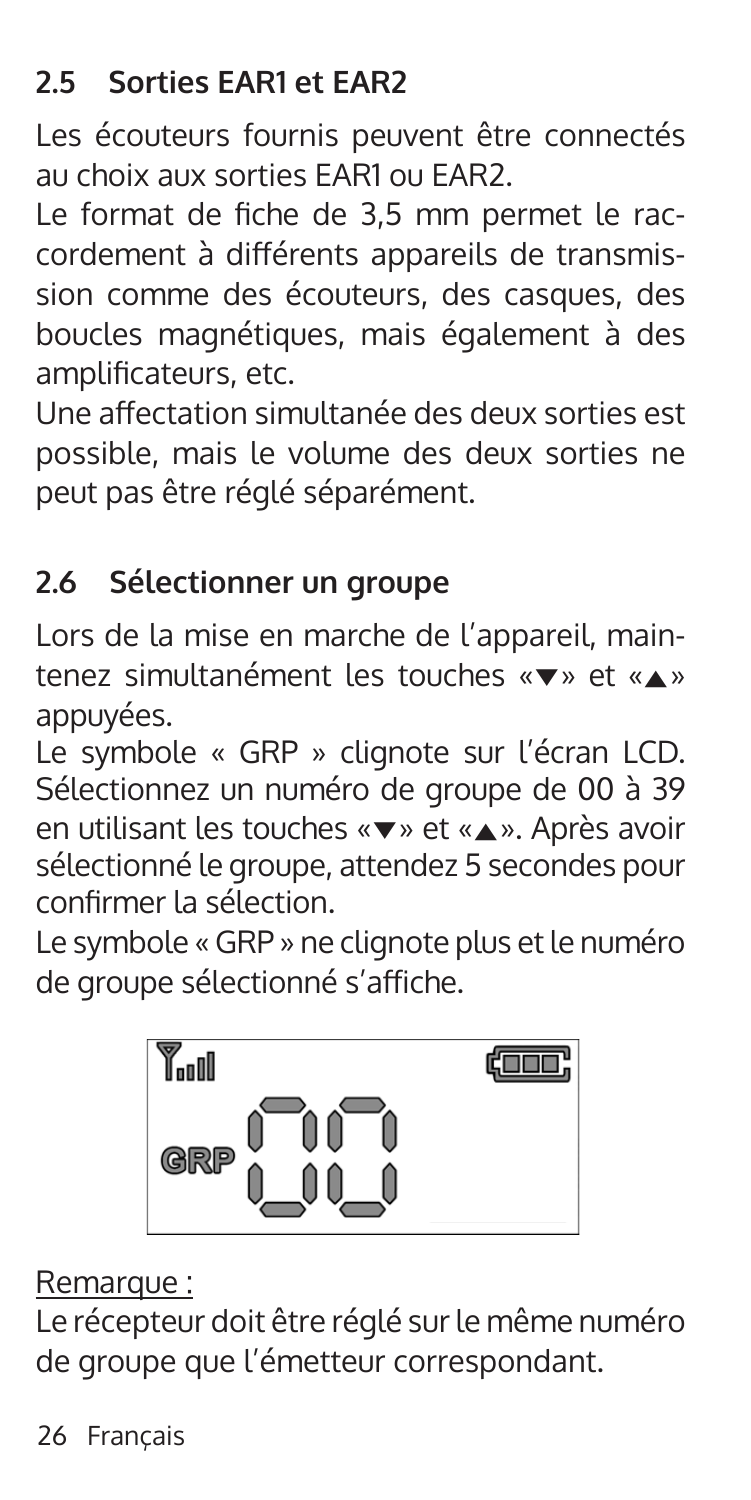## 2.5 Sorties EAR1 et EAR2

Les écouteurs fournis peuvent être connectés au choix aux sorties EAR1 ou EAR2.

Le format de fiche de 3,5 mm permet le raccordement à différents appareils de transmission comme des écouteurs, des casques, des boucles magnétiques, mais également à des amplificateurs, etc.

Une affectation simultanée des deux sorties est possible, mais le volume des deux sorties ne peut pas être réglé séparément.

## 2.6 Sélectionner un groupe

Lors de la mise en marche de l'appareil, maintenez simultanément les touches «▼» et «▲» appuyées.

Le symbole « GRP » clignote sur l'écran LCD. Sélectionnez un numéro de groupe de 00 à 39 en utilisant les touches «▼» et «▲». Après avoir sélectionné le groupe, attendez 5 secondes pour confirmer la sélection.

Le symbole « GRP » ne clignote plus et le numéro de groupe sélectionné s'affiche.

Remarque :

Le récepteur doit être réglé sur le même numéro de groupe que l'émetteur correspondant.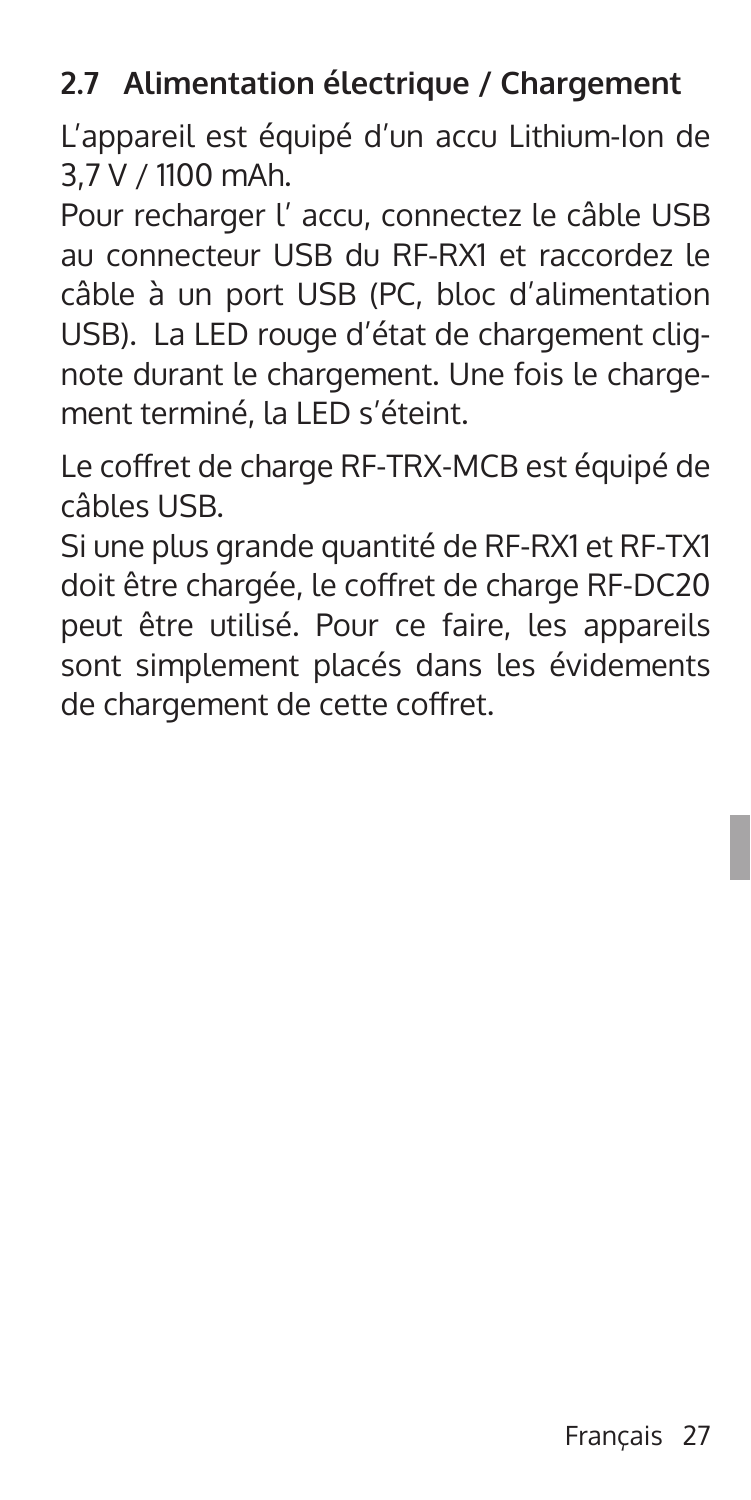## 2.7 Alimentation électrique / Chargement

L'appareil est équipé d'un accu Lithium-Ion de 3,7 V / 1100 mAh.

Pour recharger l' accu, connectez le câble USB au connecteur USB du RF-RX1 et raccordez le câble à un port USB (PC, bloc d'alimentation USB). La LED rouge d'état de chargement clignote durant le chargement. Une fois le chargement terminé, la LED s'éteint.

Le coffret de charge RF-TRX-MCB est équipé de câbles USB.

Si une plus grande quantité de RF-RX1 et RF-TX1 doit être chargée, le coffret de charge RF-DC20 peut être utilisé. Pour ce faire, les appareils sont simplement placés dans les évidements de chargement de cette coffret.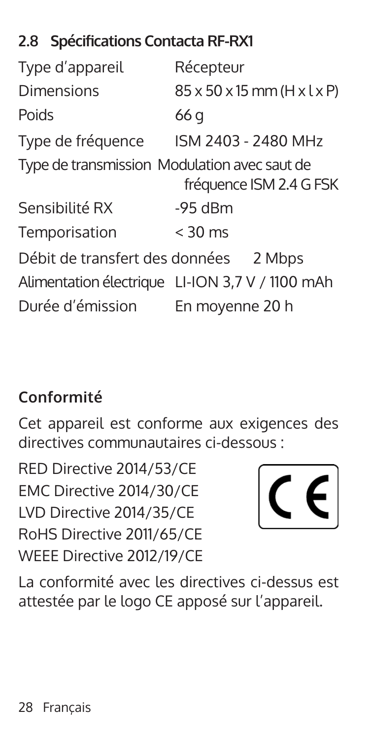## 2.8 Spécifications Contacta RF-RX1

| | |
|---|---|
| Type d'appareil | Récepteur |
| Dimensions | 85 x 50 x 15 mm (H x l x P) |
| Poids | 66 g |
| Type de fréquence | ISM 2403 - 2480 MHz |
| Type de transmission | Modulation avec saut de fréquence ISM 2.4 G FSK |
| Sensibilité RX | -95 dBm |
| Temporisation | < 30 ms |
| Débit de transfert des données | 2 Mbps |
| Alimentation électrique | LI-ION 3,7 V / 1100 mAh |
| Durée d'émission | En moyenne 20 h |

### Conformité

Cet appareil est conforme aux exigences des directives communautaires ci-dessous :

RED Directive 2014/53/CE
EMC Directive 2014/30/CE
LVD Directive 2014/35/CE
RoHS Directive 2011/65/CE
WEEE Directive 2012/19/CE

La conformité avec les directives ci-dessus est attestée par le logo CE apposé sur l'appareil.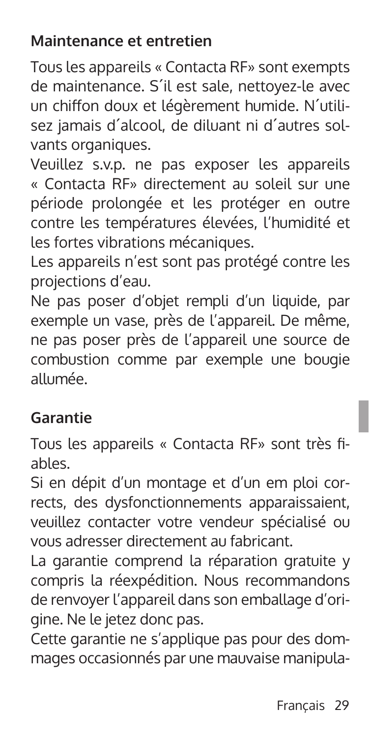## Maintenance et entretien

Tous les appareils « Contacta RF» sont exempts de maintenance. S´il est sale, nettoyez-le avec un chiffon doux et légèrement humide. N´utilisez jamais d´alcool, de diluant ni d´autres solvants organiques.

Veuillez s.v.p. ne pas exposer les appareils « Contacta RF» directement au soleil sur une période prolongée et les protéger en outre contre les températures élevées, l'humidité et les fortes vibrations mécaniques.

Les appareils n'est sont pas protégé contre les projections d'eau.

Ne pas poser d'objet rempli d'un liquide, par exemple un vase, près de l'appareil. De même, ne pas poser près de l'appareil une source de combustion comme par exemple une bougie allumée.

## Garantie

Tous les appareils « Contacta RF» sont très fiables.

Si en dépit d'un montage et d'un em ploi corrects, des dysfonctionnements apparaissaient, veuillez contacter votre vendeur spécialisé ou vous adresser directement au fabricant.

La garantie comprend la réparation gratuite y compris la réexpédition. Nous recommandons de renvoyer l'appareil dans son emballage d'origine. Ne le jetez donc pas.

Cette garantie ne s'applique pas pour des dommages occasionnés par une mauvaise manipula-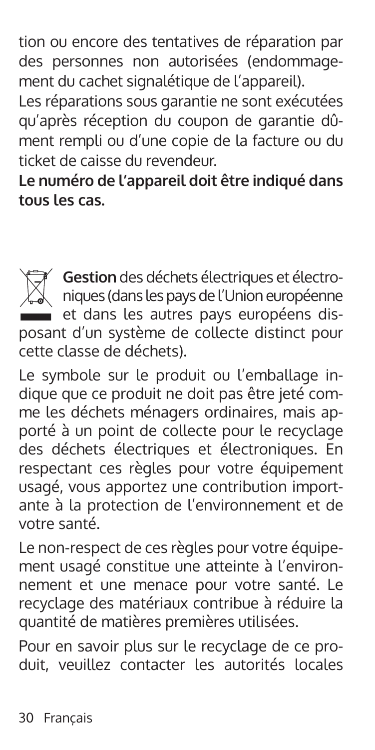tion ou encore des tentatives de réparation par des personnes non autorisées (endommagement du cachet signalétique de l'appareil).

Les réparations sous garantie ne sont exécutées qu'après réception du coupon de garantie dûment rempli ou d'une copie de la facture ou du ticket de caisse du revendeur.

**Le numéro de l'appareil doit être indiqué dans tous les cas.**

**Gestion** des déchets électriques et électroniques (dans les pays de l'Union européenne et dans les autres pays européens disposant d'un système de collecte distinct pour cette classe de déchets).

Le symbole sur le produit ou l'emballage indique que ce produit ne doit pas être jeté comme les déchets ménagers ordinaires, mais apporté à un point de collecte pour le recyclage des déchets électriques et électroniques. En respectant ces règles pour votre équipement usagé, vous apportez une contribution importante à la protection de l'environnement et de votre santé.

Le non-respect de ces règles pour votre équipement usagé constitue une atteinte à l'environnement et une menace pour votre santé. Le recyclage des matériaux contribue à réduire la quantité de matières premières utilisées.

Pour en savoir plus sur le recyclage de ce produit, veuillez contacter les autorités locales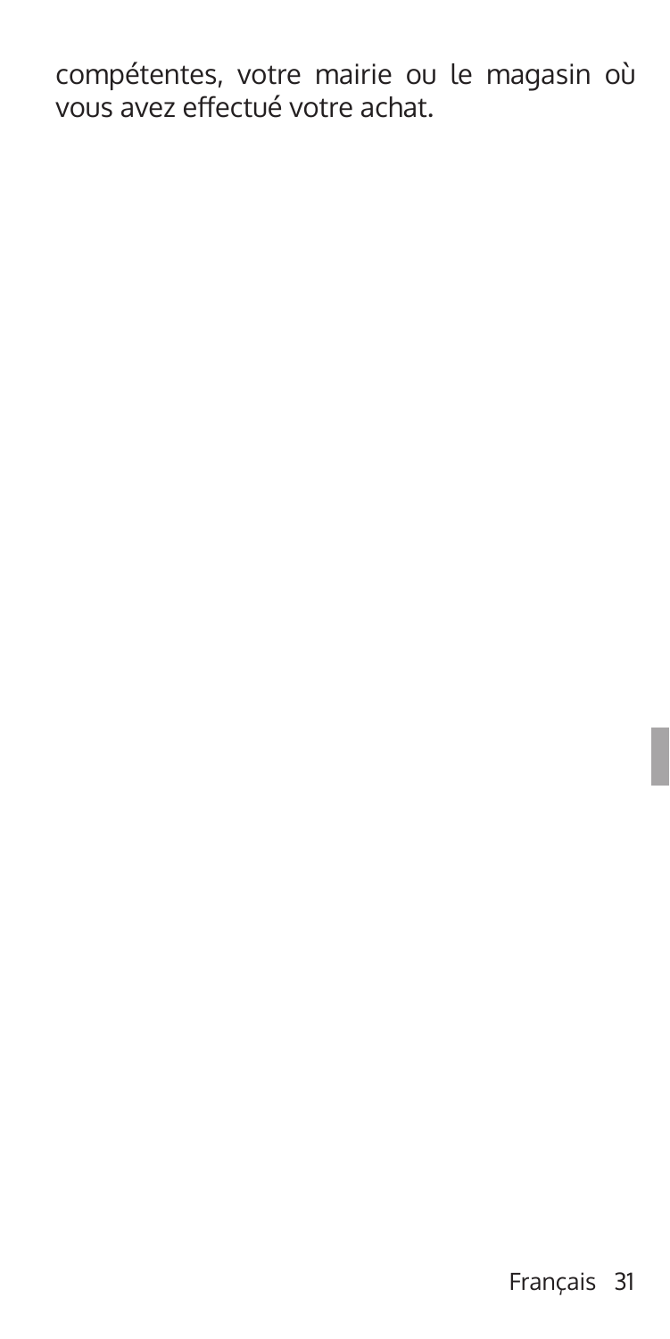compétentes, votre mairie ou le magasin où vous avez effectué votre achat.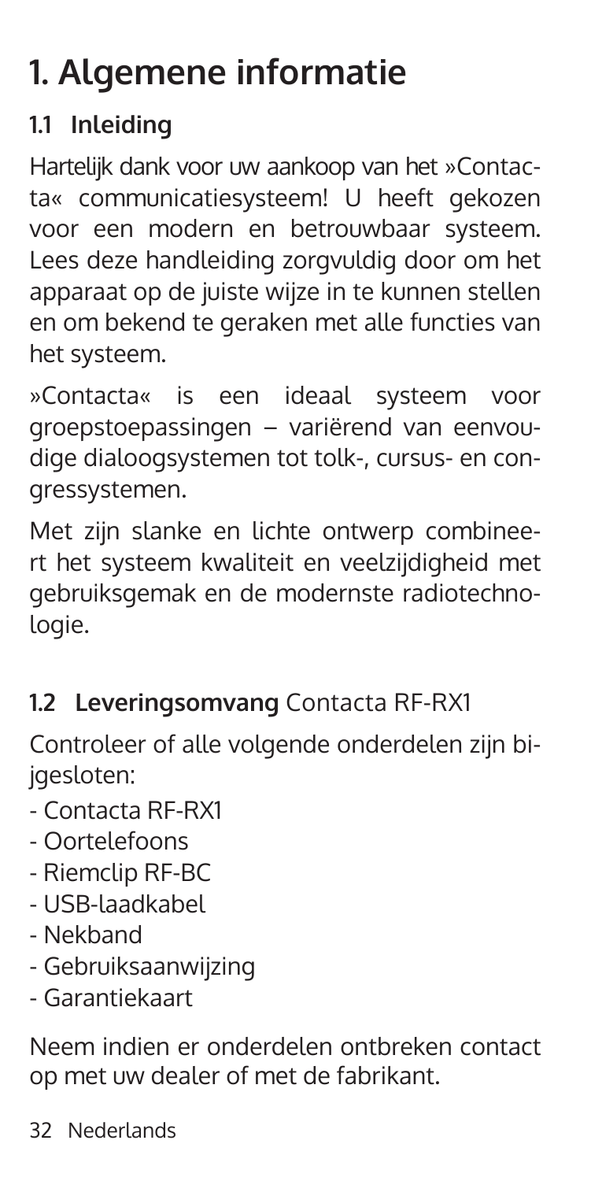# 1. Algemene informatie

## 1.1 Inleiding

Hartelijk dank voor uw aankoop van het »Contacta« communicatiesysteem! U heeft gekozen voor een modern en betrouwbaar systeem. Lees deze handleiding zorgvuldig door om het apparaat op de juiste wijze in te kunnen stellen en om bekend te geraken met alle functies van het systeem.

»Contacta« is een ideaal systeem voor groepstoepassingen – variërend van eenvoudige dialoogsystemen tot tolk-, cursus- en congressystemen.

Met zijn slanke en lichte ontwerp combineert het systeem kwaliteit en veelzijdigheid met gebruiksgemak en de modernste radiotechnologie.

## 1.2 **Leveringsomvang** Contacta RF-RX1

Controleer of alle volgende onderdelen zijn bijgesloten:

- Contacta RF-RX1
- Oortelefoons
- Riemclip RF-BC
- USB-laadkabel
- Nekband
- Gebruiksaanwijzing
- Garantiekaart

Neem indien er onderdelen ontbreken contact op met uw dealer of met de fabrikant.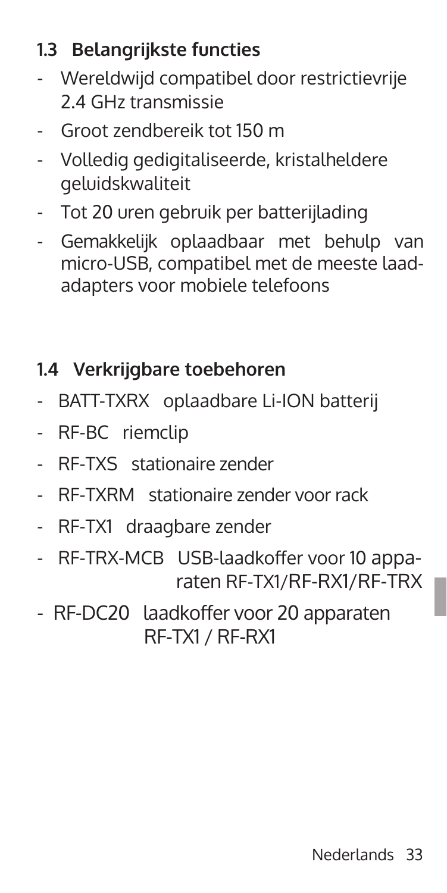### 1.3 Belangrijkste functies

- Wereldwijd compatibel door restrictievrije 2.4 GHz transmissie
- Groot zendbereik tot 150 m
- Volledig gedigitaliseerde, kristalheldere geluidskwaliteit
- Tot 20 uren gebruik per batterijlading
- Gemakkelijk oplaadbaar met behulp van micro-USB, compatibel met de meeste laadadapters voor mobiele telefoons

### 1.4 Verkrijgbare toebehoren

- BATT-TXRX oplaadbare Li-ION batterij
- RF-BC riemclip
- RF-TXS stationaire zender
- RF-TXRM stationaire zender voor rack
- RF-TX1 draagbare zender
- RF-TRX-MCB USB-laadkoffer voor 10 apparaten RF-TX1/RF-RX1/RF-TRX
- RF-DC20 laadkoffer voor 20 apparaten RF-TX1 / RF-RX1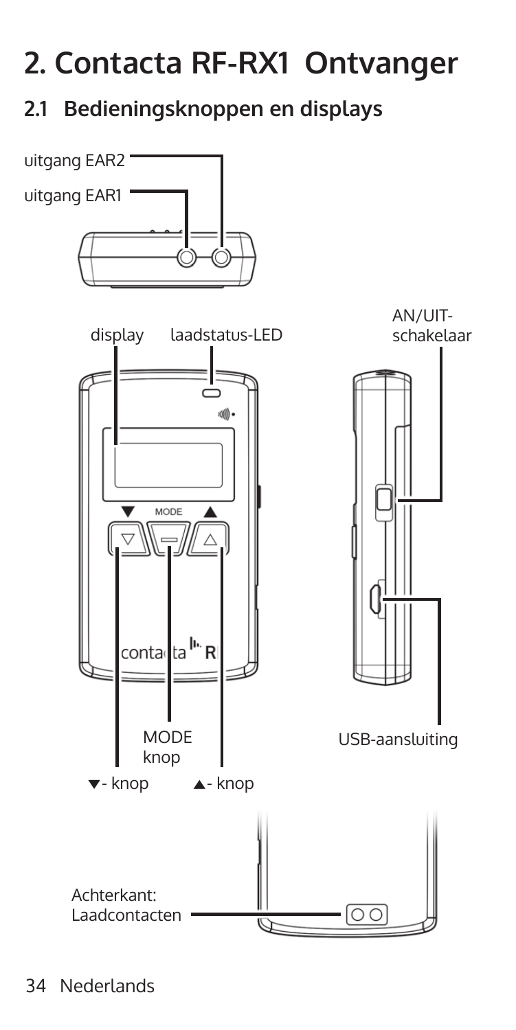# 2. Contacta RF-RX1 Ontvanger

## 2.1 Bedieningsknoppen en displays

uitgang EAR2

uitgang EAR1

display

laadstatus-LED

AN/UIT-schakelaar

MODE knop

▼- knop

▲- knop

USB-aansluiting

Achterkant: Laadcontacten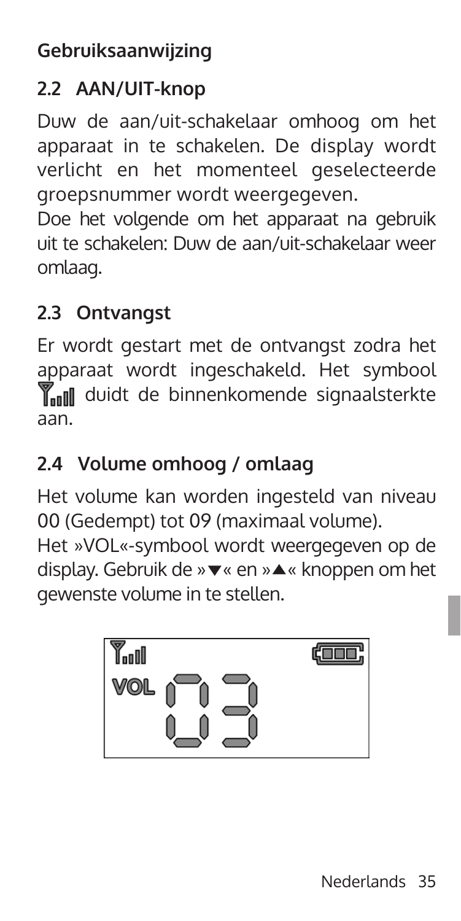Gebruiksaanwijzing

## 2.2 AAN/UIT-knop

Duw de aan/uit-schakelaar omhoog om het apparaat in te schakelen. De display wordt verlicht en het momenteel geselecteerde groepsnummer wordt weergegeven.

Doe het volgende om het apparaat na gebruik uit te schakelen: Duw de aan/uit-schakelaar weer omlaag.

## 2.3 Ontvangst

Er wordt gestart met de ontvangst zodra het apparaat wordt ingeschakeld. Het symbool duidt de binnenkomende signaalsterkte aan.

## 2.4 Volume omhoog / omlaag

Het volume kan worden ingesteld van niveau 00 (Gedempt) tot 09 (maximaal volume).

Het »VOL«-symbool wordt weergegeven op de display. Gebruik de »▼« en »▲« knoppen om het gewenste volume in te stellen.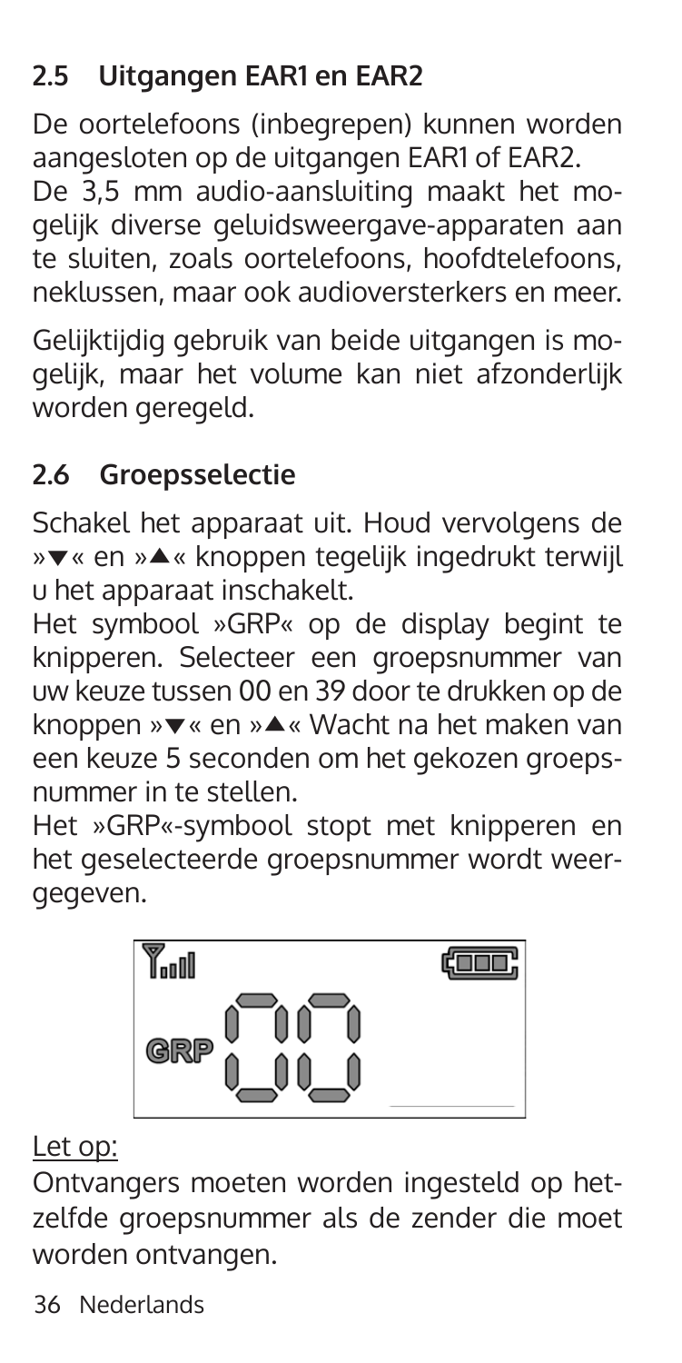## 2.5 Uitgangen EAR1 en EAR2

De oortelefoons (inbegrepen) kunnen worden aangesloten op de uitgangen EAR1 of EAR2.
De 3,5 mm audio-aansluiting maakt het mogelijk diverse geluidsweergave-apparaten aan te sluiten, zoals oortelefoons, hoofdtelefoons, neklussen, maar ook audioversterkers en meer.

Gelijktijdig gebruik van beide uitgangen is mogelijk, maar het volume kan niet afzonderlijk worden geregeld.

## 2.6 Groepsselectie

Schakel het apparaat uit. Houd vervolgens de »▼« en »▲« knoppen tegelijk ingedrukt terwijl u het apparaat inschakelt.
Het symbool »GRP« op de display begint te knipperen. Selecteer een groepsnummer van uw keuze tussen 00 en 39 door te drukken op de knoppen »▼« en »▲« Wacht na het maken van een keuze 5 seconden om het gekozen groepsnummer in te stellen.
Het »GRP«-symbool stopt met knipperen en het geselecteerde groepsnummer wordt weergegeven.

Let op:
Ontvangers moeten worden ingesteld op hetzelfde groepsnummer als de zender die moet worden ontvangen.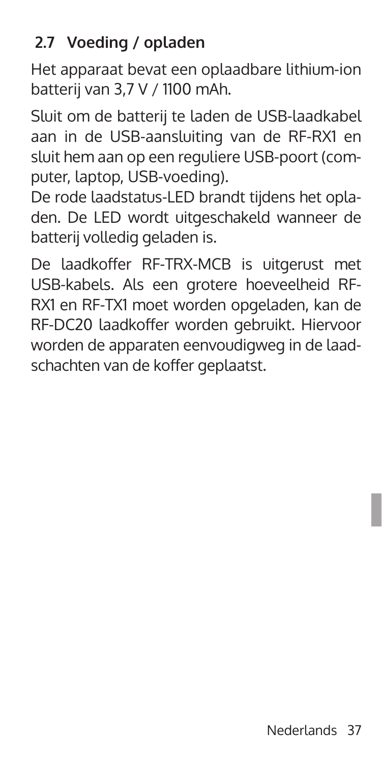## 2.7 Voeding / opladen

Het apparaat bevat een oplaadbare lithium-ion batterij van 3,7 V / 1100 mAh.

Sluit om de batterij te laden de USB-laadkabel aan in de USB-aansluiting van de RF-RX1 en sluit hem aan op een reguliere USB-poort (computer, laptop, USB-voeding).
De rode laadstatus-LED brandt tijdens het opladen. De LED wordt uitgeschakeld wanneer de batterij volledig geladen is.

De laadkoffer RF-TRX-MCB is uitgerust met USB-kabels. Als een grotere hoeveelheid RF-RX1 en RF-TX1 moet worden opgeladen, kan de RF-DC20 laadkoffer worden gebruikt. Hiervoor worden de apparaten eenvoudigweg in de laadschachten van de koffer geplaatst.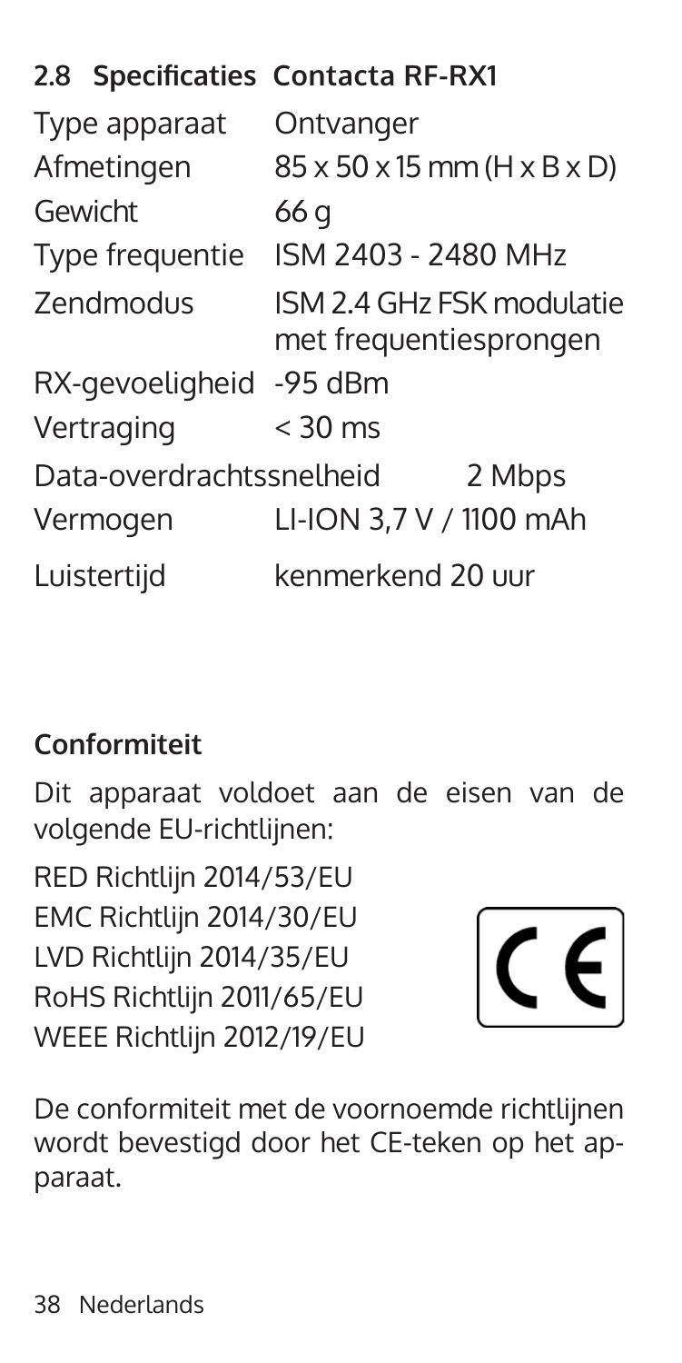## 2.8 Specificaties Contacta RF-RX1

| | |
|---|---|
| Type apparaat | Ontvanger |
| Afmetingen | 85 x 50 x 15 mm (H x B x D) |
| Gewicht | 66 g |
| Type frequentie | ISM 2403 - 2480 MHz |
| Zendmodus | ISM 2.4 GHz FSK modulatie met frequentiesprongen |
| RX-gevoeligheid | -95 dBm |
| Vertraging | < 30 ms |
| Data-overdrachtssnelheid | 2 Mbps |
| Vermogen | LI-ION 3,7 V / 1100 mAh |
| Luistertijd | kenmerkend 20 uur |

### Conformiteit

Dit apparaat voldoet aan de eisen van de volgende EU-richtlijnen:

RED Richtlijn 2014/53/EU
EMC Richtlijn 2014/30/EU
LVD Richtlijn 2014/35/EU
RoHS Richtlijn 2011/65/EU
WEEE Richtlijn 2012/19/EU

CE

De conformiteit met de voornoemde richtlijnen wordt bevestigd door het CE-teken op het apparaat.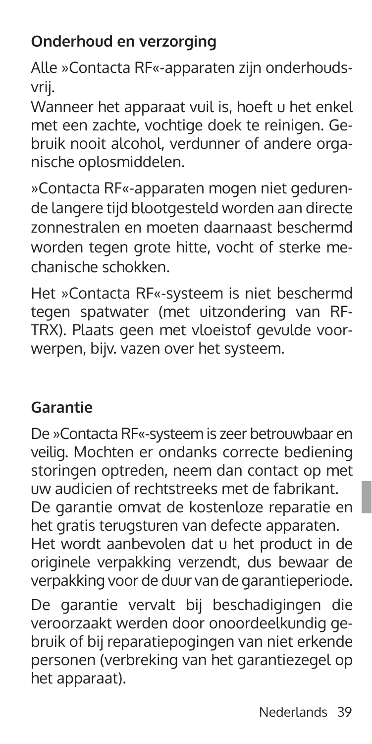## Onderhoud en verzorging

Alle »Contacta RF«-apparaten zijn onderhoudsvrij.
Wanneer het apparaat vuil is, hoeft u het enkel met een zachte, vochtige doek te reinigen. Gebruik nooit alcohol, verdunner of andere organische oplosmiddelen.

»Contacta RF«-apparaten mogen niet gedurende langere tijd blootgesteld worden aan directe zonnestralen en moeten daarnaast beschermd worden tegen grote hitte, vocht of sterke mechanische schokken.

Het »Contacta RF«-systeem is niet beschermd tegen spatwater (met uitzondering van RF-TRX). Plaats geen met vloeistof gevulde voorwerpen, bijv. vazen over het systeem.

## Garantie

De »Contacta RF«-systeem is zeer betrouwbaar en veilig. Mochten er ondanks correcte bediening storingen optreden, neem dan contact op met uw audicien of rechtstreeks met de fabrikant.
De garantie omvat de kostenloze reparatie en het gratis terugsturen van defecte apparaten.
Het wordt aanbevolen dat u het product in de originele verpakking verzendt, dus bewaar de verpakking voor de duur van de garantieperiode.

De garantie vervalt bij beschadigingen die veroorzaakt werden door onoordeelkundig gebruik of bij reparatiepogingen van niet erkende personen (verbreking van het garantiezegel op het apparaat).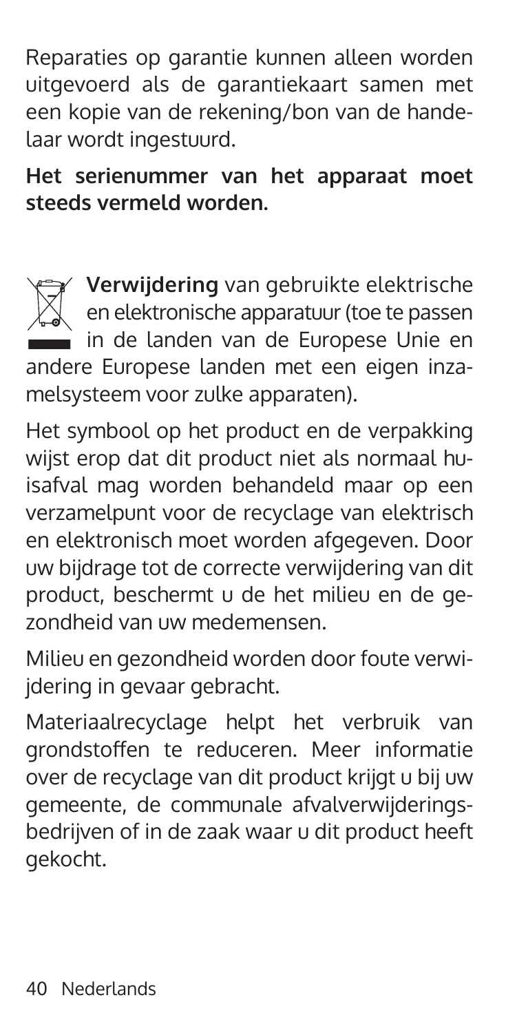Reparaties op garantie kunnen alleen worden uitgevoerd als de garantiekaart samen met een kopie van de rekening/bon van de handelaar wordt ingestuurd.

**Het serienummer van het apparaat moet steeds vermeld worden.**

**Verwijdering** van gebruikte elektrische en elektronische apparatuur (toe te passen in de landen van de Europese Unie en andere Europese landen met een eigen inzamelsysteem voor zulke apparaten).

Het symbool op het product en de verpakking wijst erop dat dit product niet als normaal huisafval mag worden behandeld maar op een verzamelpunt voor de recyclage van elektrisch en elektronisch moet worden afgegeven. Door uw bijdrage tot de correcte verwijdering van dit product, beschermt u de het milieu en de gezondheid van uw medemensen.

Milieu en gezondheid worden door foute verwijdering in gevaar gebracht.

Materiaalrecyclage helpt het verbruik van grondstoffen te reduceren. Meer informatie over de recyclage van dit product krijgt u bij uw gemeente, de communale afvalverwijderingsbedrijven of in de zaak waar u dit product heeft gekocht.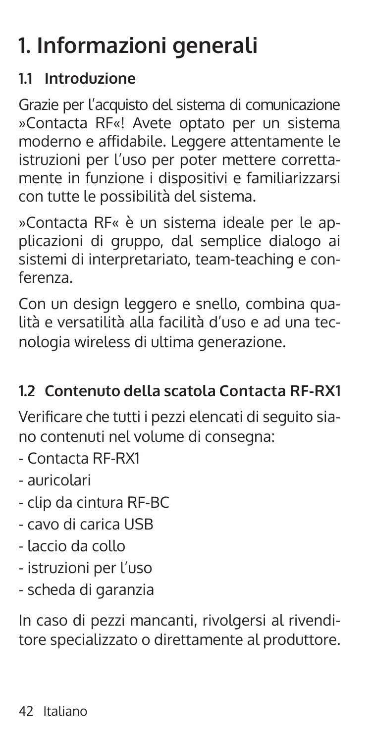# 1. Informazioni generali

## 1.1 Introduzione

Grazie per l'acquisto del sistema di comunicazione »Contacta RF«! Avete optato per un sistema moderno e affidabile. Leggere attentamente le istruzioni per l'uso per poter mettere correttamente in funzione i dispositivi e familiarizzarsi con tutte le possibilità del sistema.

»Contacta RF« è un sistema ideale per le applicazioni di gruppo, dal semplice dialogo ai sistemi di interpretariato, team-teaching e conferenza.

Con un design leggero e snello, combina qualità e versatilità alla facilità d'uso e ad una tecnologia wireless di ultima generazione.

## 1.2 Contenuto della scatola Contacta RF-RX1

Verificare che tutti i pezzi elencati di seguito siano contenuti nel volume di consegna:

- Contacta RF-RX1
- auricolari
- clip da cintura RF-BC
- cavo di carica USB
- laccio da collo
- istruzioni per l'uso
- scheda di garanzia

In caso di pezzi mancanti, rivolgersi al rivenditore specializzato o direttamente al produttore.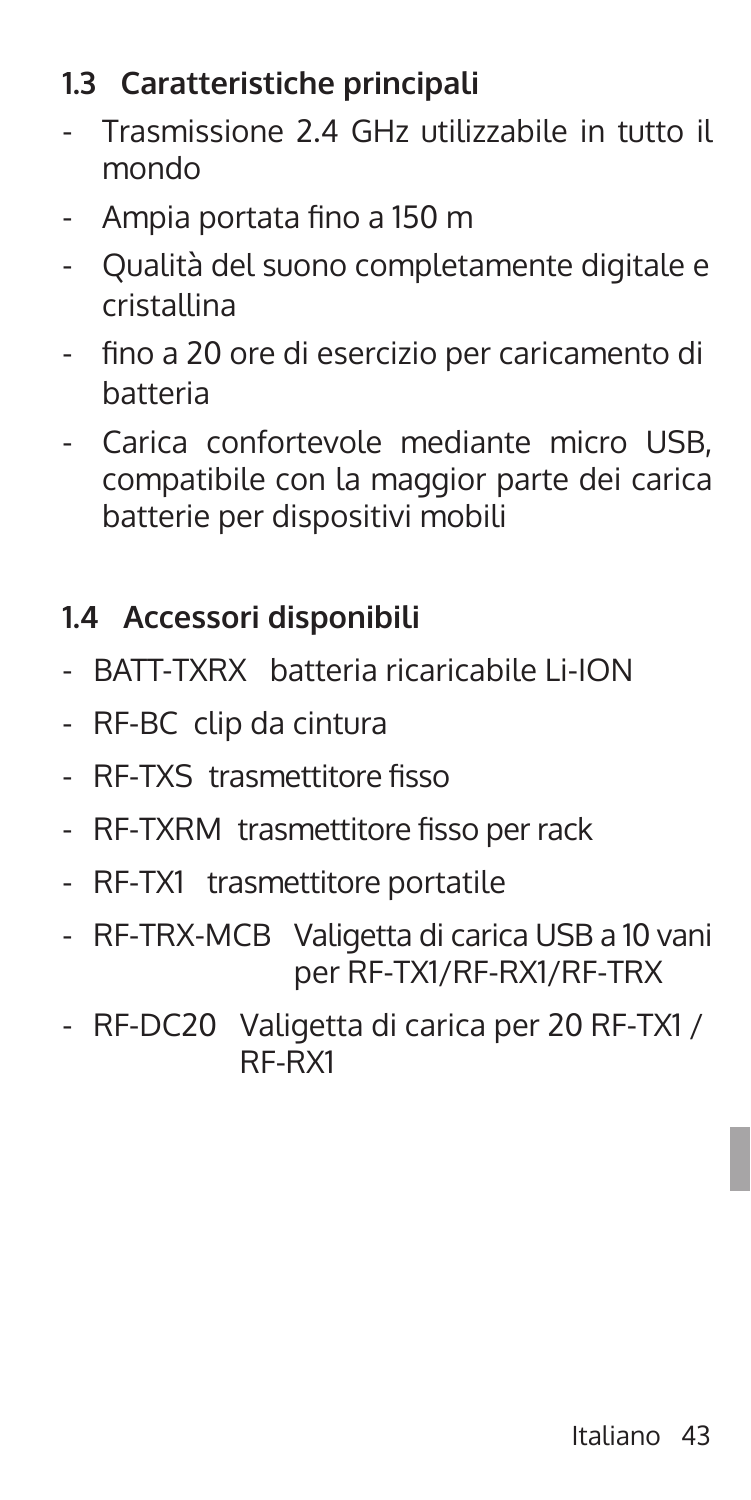## 1.3 Caratteristiche principali

- Trasmissione 2.4 GHz utilizzabile in tutto il mondo
- Ampia portata fino a 150 m
- Qualità del suono completamente digitale e cristallina
- fino a 20 ore di esercizio per caricamento di batteria
- Carica confortevole mediante micro USB, compatibile con la maggior parte dei carica batterie per dispositivi mobili

## 1.4 Accessori disponibili

- BATT-TXRX batteria ricaricabile Li-ION
- RF-BC clip da cintura
- RF-TXS trasmettitore fisso
- RF-TXRM trasmettitore fisso per rack
- RF-TX1 trasmettitore portatile
- RF-TRX-MCB Valigetta di carica USB a 10 vani per RF-TX1/RF-RX1/RF-TRX
- RF-DC20 Valigetta di carica per 20 RF-TX1 / RF-RX1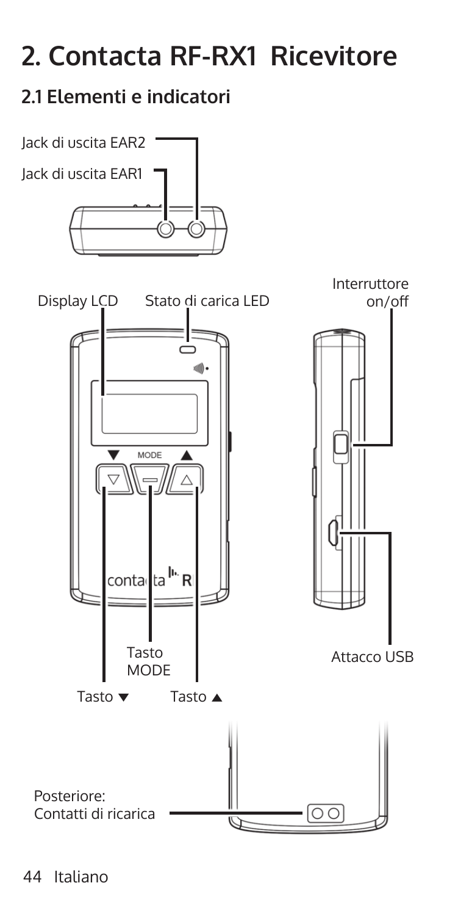# 2. Contacta RF-RX1 Ricevitore

## 2.1 Elementi e indicatori

Jack di uscita EAR2

Jack di uscita EAR1

Display LCD

Stato di carica LED

Interruttore on/off

Tasto MODE

Attacco USB

Tasto ▼

Tasto ▲

Posteriore: Contatti di ricarica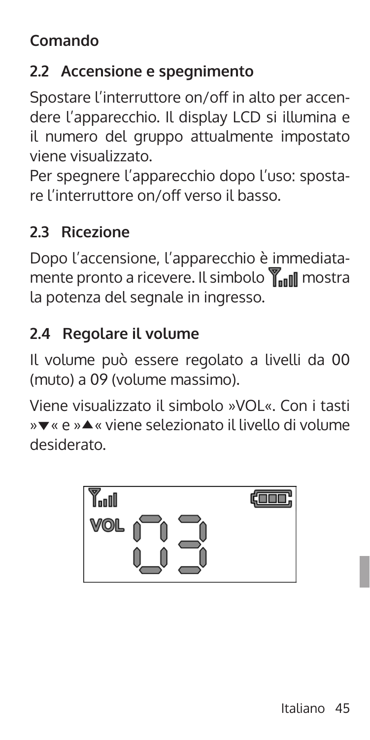**Comando**

## 2.2 Accensione e spegnimento

Spostare l'interruttore on/off in alto per accendere l'apparecchio. Il display LCD si illumina e il numero del gruppo attualmente impostato viene visualizzato.

Per spegnere l'apparecchio dopo l'uso: spostare l'interruttore on/off verso il basso.

## 2.3 Ricezione

Dopo l'accensione, l'apparecchio è immediatamente pronto a ricevere. Il simbolo mostra la potenza del segnale in ingresso.

## 2.4 Regolare il volume

Il volume può essere regolato a livelli da 00 (muto) a 09 (volume massimo).

Viene visualizzato il simbolo »VOL«. Con i tasti »▼« e »▲« viene selezionato il livello di volume desiderato.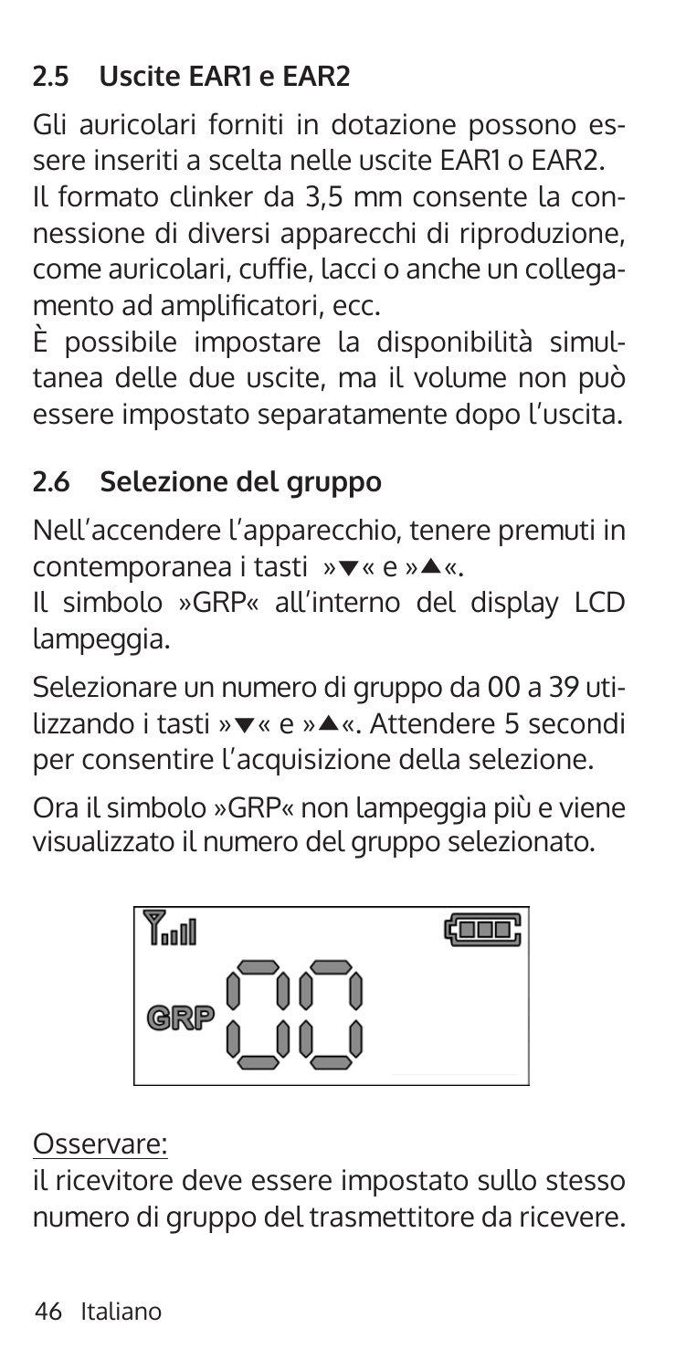## 2.5 Uscite EAR1 e EAR2

Gli auricolari forniti in dotazione possono essere inseriti a scelta nelle uscite EAR1 o EAR2.
Il formato clinker da 3,5 mm consente la connessione di diversi apparecchi di riproduzione, come auricolari, cuffie, lacci o anche un collegamento ad amplificatori, ecc.
È possibile impostare la disponibilità simultanea delle due uscite, ma il volume non può essere impostato separatamente dopo l'uscita.

## 2.6 Selezione del gruppo

Nell'accendere l'apparecchio, tenere premuti in contemporanea i tasti »▼« e »▲«.
Il simbolo »GRP« all'interno del display LCD lampeggia.

Selezionare un numero di gruppo da 00 a 39 utilizzando i tasti »▼« e »▲«. Attendere 5 secondi per consentire l'acquisizione della selezione.

Ora il simbolo »GRP« non lampeggia più e viene visualizzato il numero del gruppo selezionato.

GRP 00

Osservare:
il ricevitore deve essere impostato sullo stesso numero di gruppo del trasmettitore da ricevere.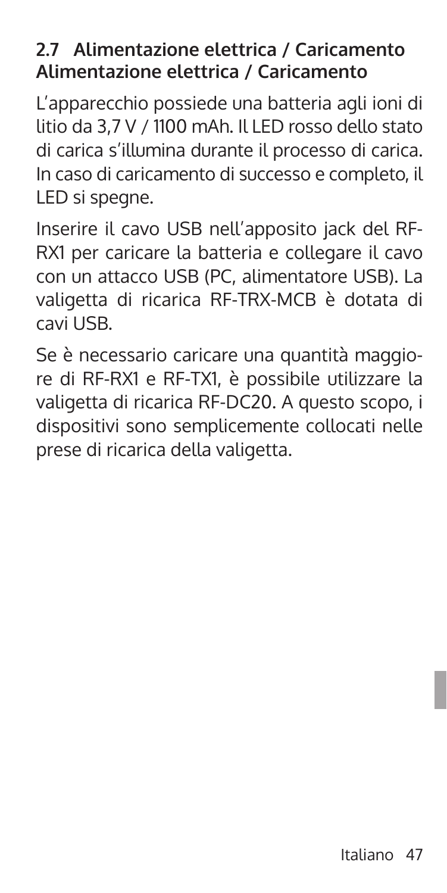## 2.7 Alimentazione elettrica / Caricamento Alimentazione elettrica / Caricamento

L'apparecchio possiede una batteria agli ioni di litio da 3,7 V / 1100 mAh. Il LED rosso dello stato di carica s'illumina durante il processo di carica. In caso di caricamento di successo e completo, il LED si spegne.

Inserire il cavo USB nell'apposito jack del RF-RX1 per caricare la batteria e collegare il cavo con un attacco USB (PC, alimentatore USB). La valigetta di ricarica RF-TRX-MCB è dotata di cavi USB.

Se è necessario caricare una quantità maggiore di RF-RX1 e RF-TX1, è possibile utilizzare la valigetta di ricarica RF-DC20. A questo scopo, i dispositivi sono semplicemente collocati nelle prese di ricarica della valigetta.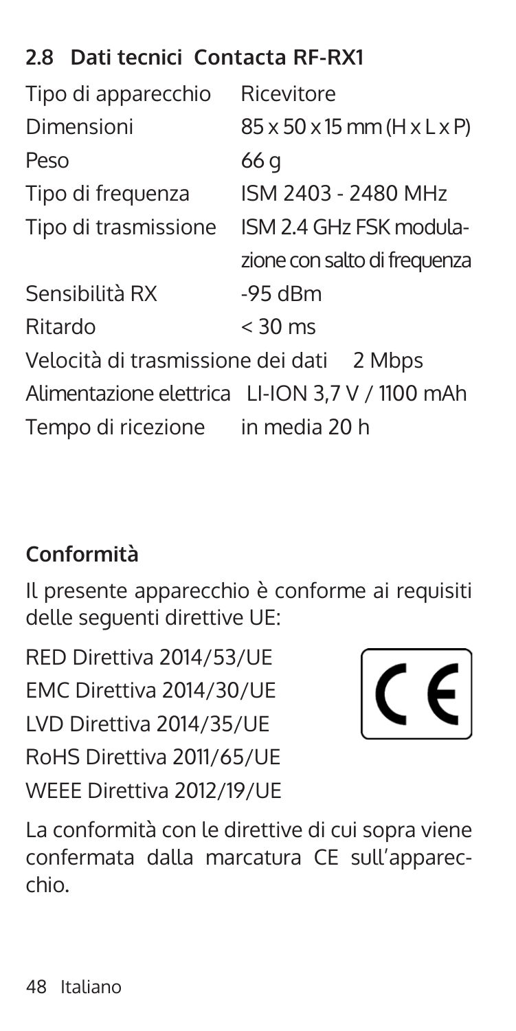## 2.8 Dati tecnici Contacta RF-RX1

| | |
|---|---|
| Tipo di apparecchio | Ricevitore |
| Dimensioni | 85 x 50 x 15 mm (H x L x P) |
| Peso | 66 g |
| Tipo di frequenza | ISM 2403 - 2480 MHz |
| Tipo di trasmissione | ISM 2.4 GHz FSK modulazione con salto di frequenza |
| Sensibilità RX | -95 dBm |
| Ritardo | < 30 ms |
| Velocità di trasmissione dei dati | 2 Mbps |
| Alimentazione elettrica | LI-ION 3,7 V / 1100 mAh |
| Tempo di ricezione | in media 20 h |

### Conformità

Il presente apparecchio è conforme ai requisiti delle seguenti direttive UE:

RED Direttiva 2014/53/UE
EMC Direttiva 2014/30/UE
LVD Direttiva 2014/35/UE
RoHS Direttiva 2011/65/UE
WEEE Direttiva 2012/19/UE

CE

La conformità con le direttive di cui sopra viene confermata dalla marcatura CE sull'apparecchio.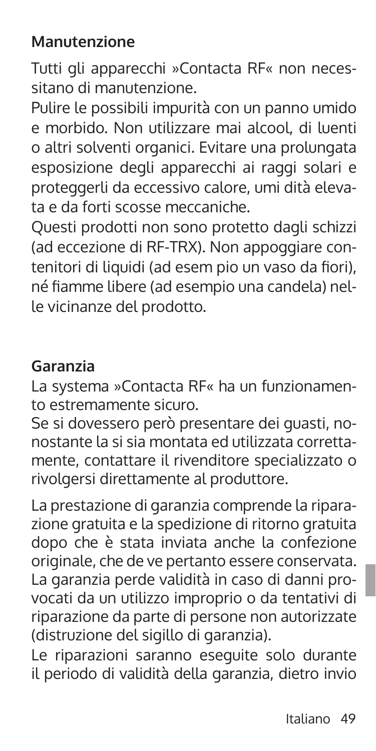## Manutenzione

Tutti gli apparecchi »Contacta RF« non necessitano di manutenzione.

Pulire le possibili impurità con un panno umido e morbido. Non utilizzare mai alcool, di luenti o altri solventi organici. Evitare una prolungata esposizione degli apparecchi ai raggi solari e proteggerli da eccessivo calore, umi dità elevata e da forti scosse meccaniche.

Questi prodotti non sono protetto dagli schizzi (ad eccezione di RF-TRX). Non appoggiare contenitori di liquidi (ad esem pio un vaso da fiori), né fiamme libere (ad esempio una candela) nelle vicinanze del prodotto.

## Garanzia

La systema »Contacta RF« ha un funzionamento estremamente sicuro.

Se si dovessero però presentare dei guasti, nonostante la si sia montata ed utilizzata correttamente, contattare il rivenditore specializzato o rivolgersi direttamente al produttore.

La prestazione di garanzia comprende la riparazione gratuita e la spedizione di ritorno gratuita dopo che è stata inviata anche la confezione originale, che de ve pertanto essere conservata. La garanzia perde validità in caso di danni provocati da un utilizzo improprio o da tentativi di riparazione da parte di persone non autorizzate (distruzione del sigillo di garanzia).

Le riparazioni saranno eseguite solo durante il periodo di validità della garanzia, dietro invio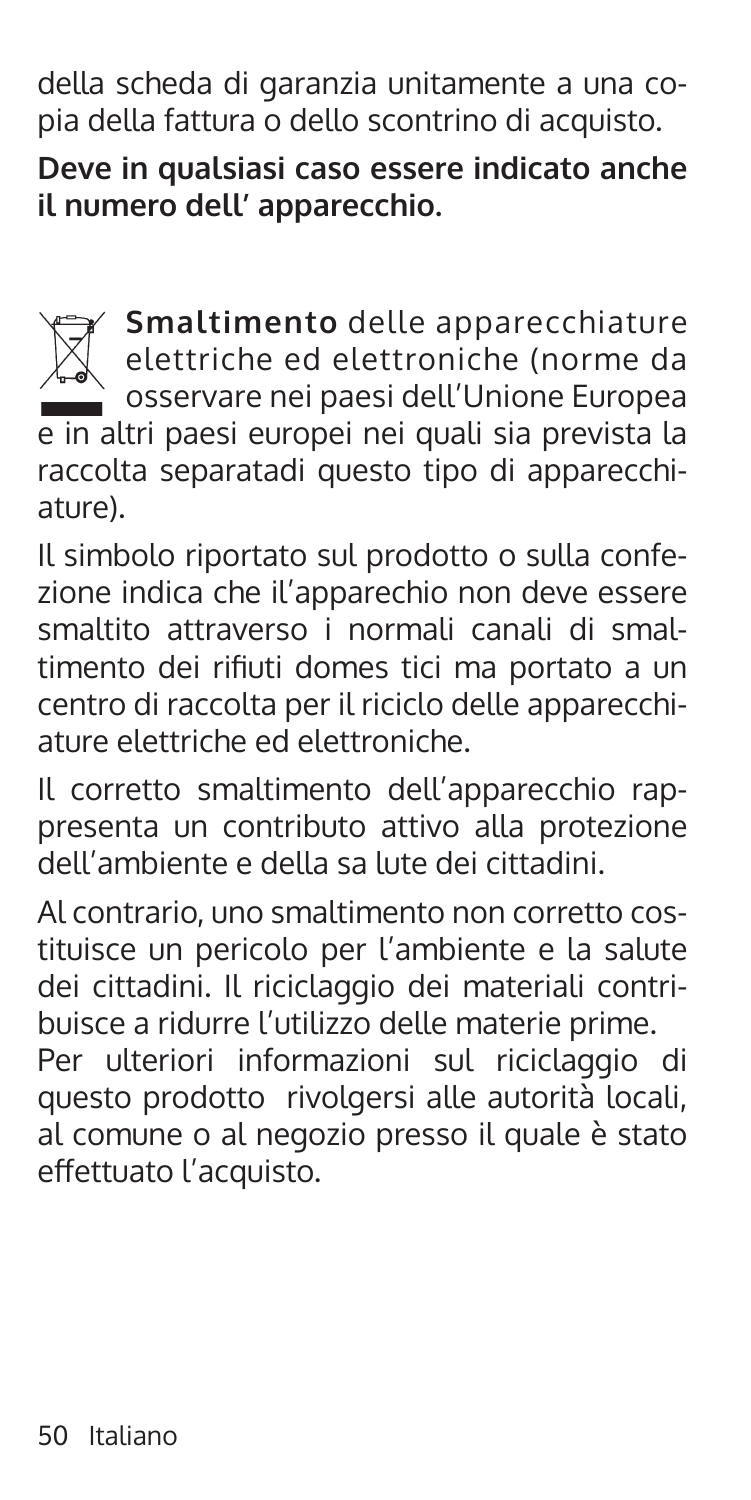della scheda di garanzia unitamente a una copia della fattura o dello scontrino di acquisto.

**Deve in qualsiasi caso essere indicato anche il numero dell' apparecchio.**

**Smaltimento** delle apparecchiature elettriche ed elettroniche (norme da osservare nei paesi dell'Unione Europea e in altri paesi europei nei quali sia prevista la raccolta separatadi questo tipo di apparecchiature).

Il simbolo riportato sul prodotto o sulla confezione indica che il'apparechio non deve essere smaltito attraverso i normali canali di smaltimento dei rifiuti domes tici ma portato a un centro di raccolta per il riciclo delle apparecchiature elettriche ed elettroniche.

Il corretto smaltimento dell'apparecchio rappresenta un contributo attivo alla protezione dell'ambiente e della sa lute dei cittadini.

Al contrario, uno smaltimento non corretto costituisce un pericolo per l'ambiente e la salute dei cittadini. Il riciclaggio dei materiali contribuisce a ridurre l'utilizzo delle materie prime.
Per ulteriori informazioni sul riciclaggio di questo prodotto rivolgersi alle autorità locali, al comune o al negozio presso il quale è stato effettuato l'acquisto.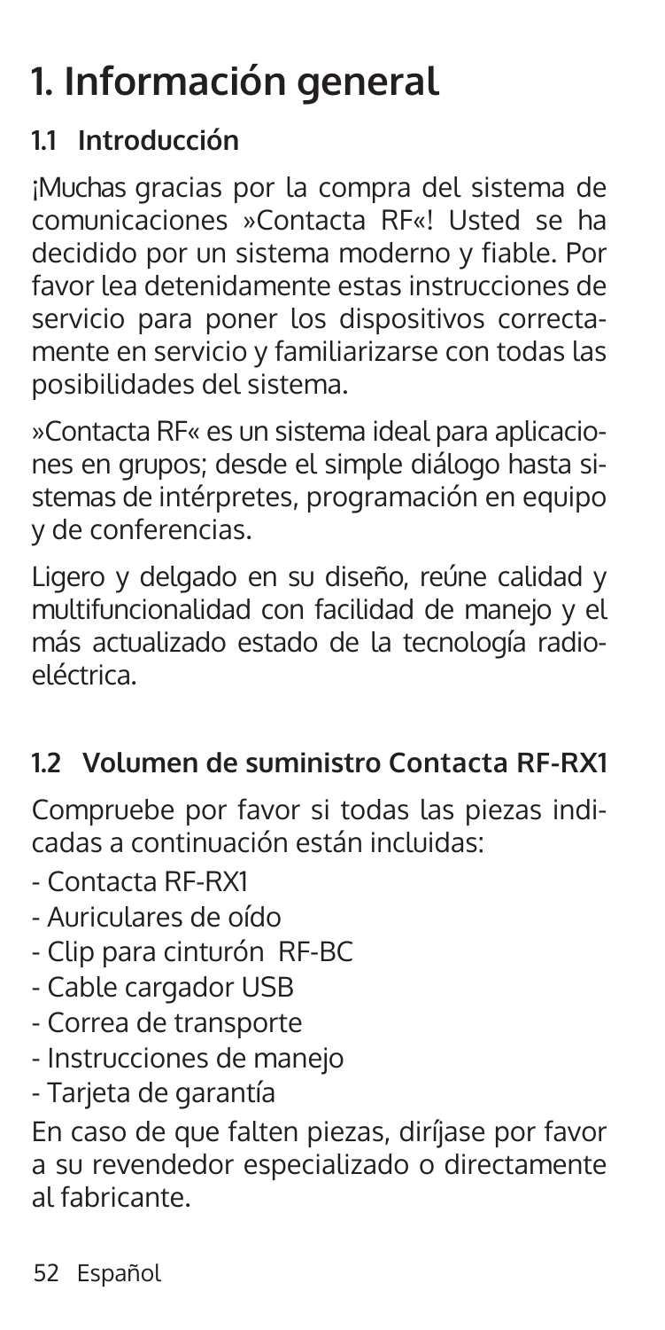# 1. Información general

## 1.1 Introducción

¡Muchas gracias por la compra del sistema de comunicaciones »Contacta RF«! Usted se ha decidido por un sistema moderno y fiable. Por favor lea detenidamente estas instrucciones de servicio para poner los dispositivos correctamente en servicio y familiarizarse con todas las posibilidades del sistema.

»Contacta RF« es un sistema ideal para aplicaciones en grupos; desde el simple diálogo hasta sistemas de intérpretes, programación en equipo y de conferencias.

Ligero y delgado en su diseño, reúne calidad y multifuncionalidad con facilidad de manejo y el más actualizado estado de la tecnología radioeléctrica.

## 1.2 Volumen de suministro Contacta RF-RX1

Compruebe por favor si todas las piezas indicadas a continuación están incluidas:

- Contacta RF-RX1
- Auriculares de oído
- Clip para cinturón RF-BC
- Cable cargador USB
- Correa de transporte
- Instrucciones de manejo
- Tarjeta de garantía

En caso de que falten piezas, diríjase por favor a su revendedor especializado o directamente al fabricante.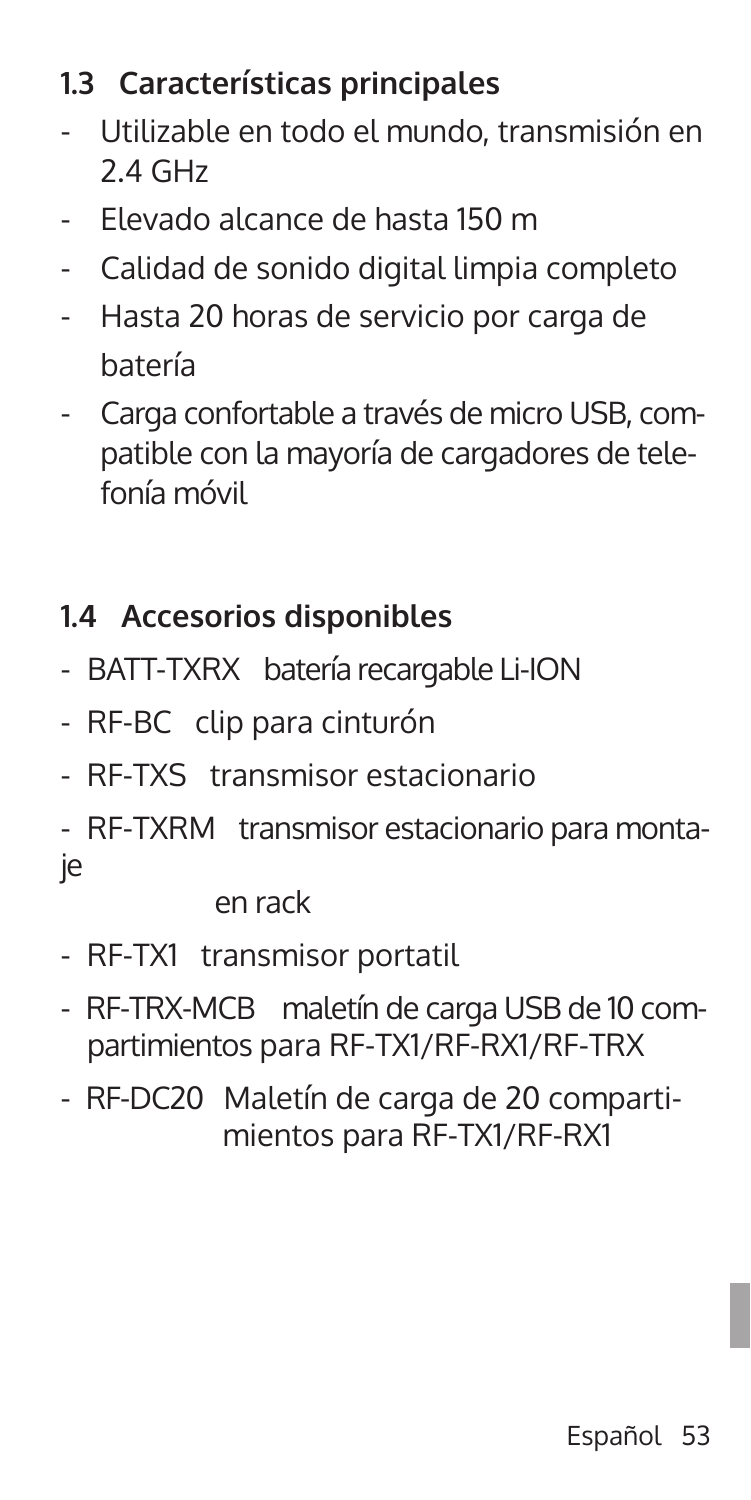## 1.3 Características principales

- Utilizable en todo el mundo, transmisión en 2.4 GHz
- Elevado alcance de hasta 150 m
- Calidad de sonido digital limpia completo
- Hasta 20 horas de servicio por carga de batería
- Carga confortable a través de micro USB, compatible con la mayoría de cargadores de telefonía móvil

## 1.4 Accesorios disponibles

- BATT-TXRX batería recargable Li-ION
- RF-BC clip para cinturón
- RF-TXS transmisor estacionario
- RF-TXRM transmisor estacionario para montaje en rack
- RF-TX1 transmisor portatil
- RF-TRX-MCB maletín de carga USB de 10 compartimientos para RF-TX1/RF-RX1/RF-TRX
- RF-DC20 Maletín de carga de 20 compartimientos para RF-TX1/RF-RX1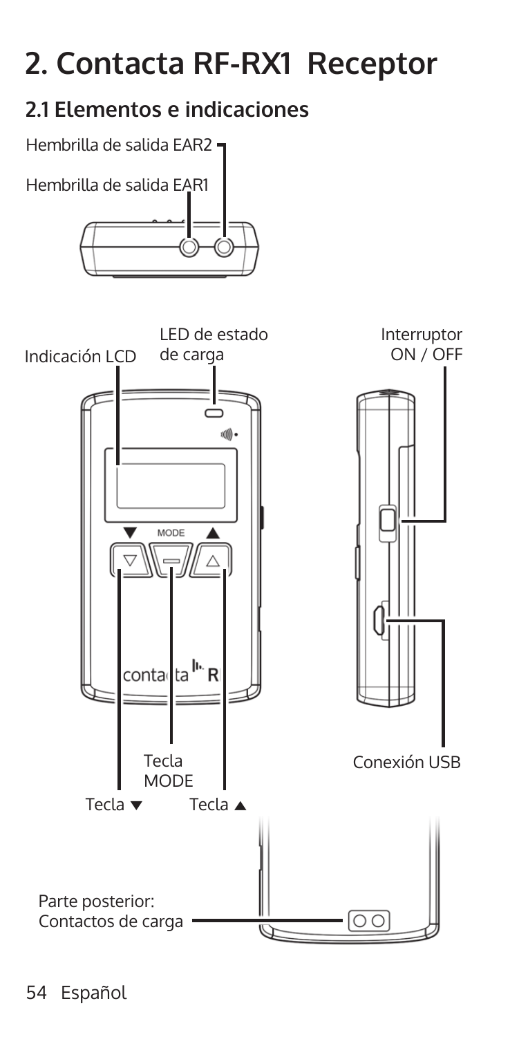# 2. Contacta RF-RX1 Receptor

## 2.1 Elementos e indicaciones

Hembrilla de salida EAR2

Hembrilla de salida EAR1

Indicación LCD

LED de estado de carga

Interruptor ON / OFF

Tecla MODE

Conexión USB

Tecla ▼

Tecla ▲

Parte posterior: Contactos de carga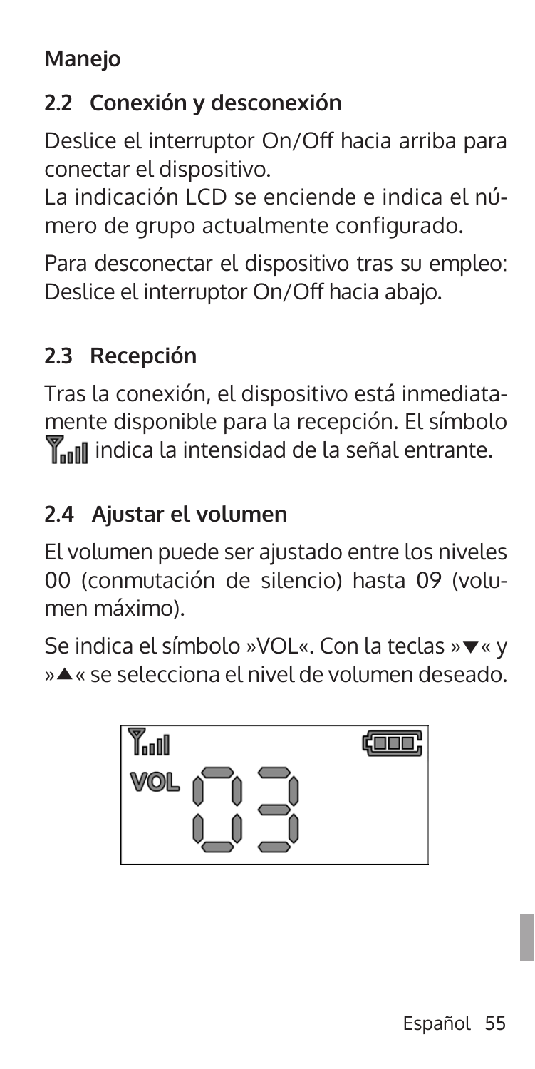**Manejo**

## 2.2 Conexión y desconexión

Deslice el interruptor On/Off hacia arriba para conectar el dispositivo.
La indicación LCD se enciende e indica el número de grupo actualmente configurado.

Para desconectar el dispositivo tras su empleo: Deslice el interruptor On/Off hacia abajo.

## 2.3 Recepción

Tras la conexión, el dispositivo está inmediatamente disponible para la recepción. El símbolo indica la intensidad de la señal entrante.

## 2.4 Ajustar el volumen

El volumen puede ser ajustado entre los niveles 00 (conmutación de silencio) hasta 09 (volumen máximo).

Se indica el símbolo »VOL«. Con la teclas »▼« y »▲« se selecciona el nivel de volumen deseado.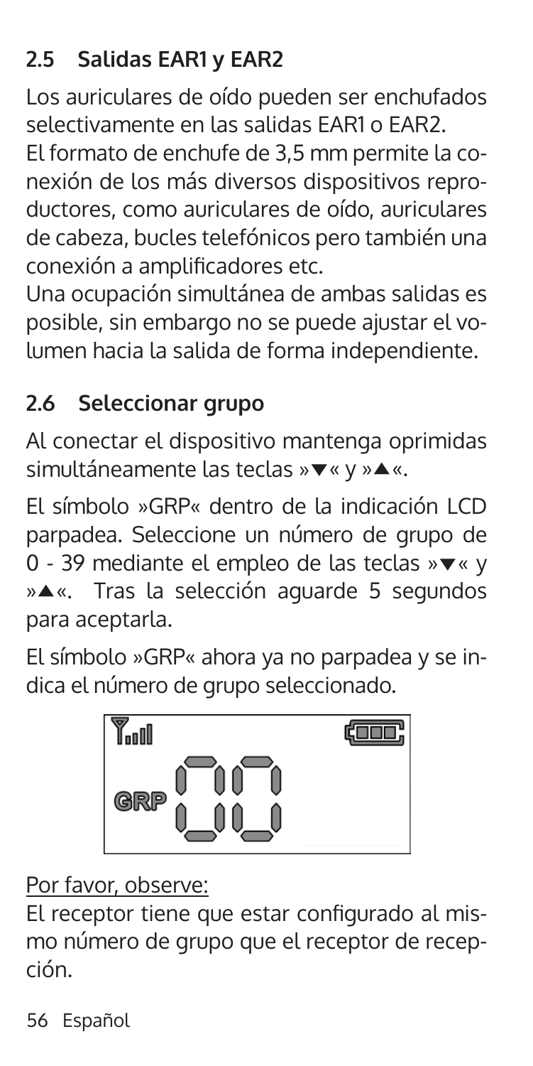## 2.5 Salidas EAR1 y EAR2

Los auriculares de oído pueden ser enchufados selectivamente en las salidas EAR1 o EAR2.
El formato de enchufe de 3,5 mm permite la conexión de los más diversos dispositivos reproductores, como auriculares de oído, auriculares de cabeza, bucles telefónicos pero también una conexión a amplificadores etc.
Una ocupación simultánea de ambas salidas es posible, sin embargo no se puede ajustar el volumen hacia la salida de forma independiente.

## 2.6 Seleccionar grupo

Al conectar el dispositivo mantenga oprimidas simultáneamente las teclas »▼« y »▲«.

El símbolo »GRP« dentro de la indicación LCD parpadea. Seleccione un número de grupo de 0 - 39 mediante el empleo de las teclas »▼« y »▲«. Tras la selección aguarde 5 segundos para aceptarla.

El símbolo »GRP« ahora ya no parpadea y se indica el número de grupo seleccionado.

Por favor, observe:
El receptor tiene que estar configurado al mismo número de grupo que el receptor de recepción.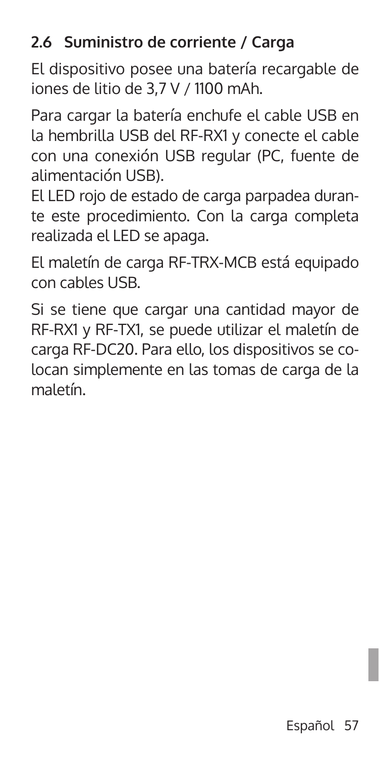## 2.6 Suministro de corriente / Carga

El dispositivo posee una batería recargable de iones de litio de 3,7 V / 1100 mAh.

Para cargar la batería enchufe el cable USB en la hembrilla USB del RF-RX1 y conecte el cable con una conexión USB regular (PC, fuente de alimentación USB).
El LED rojo de estado de carga parpadea durante este procedimiento. Con la carga completa realizada el LED se apaga.

El maletín de carga RF-TRX-MCB está equipado con cables USB.

Si se tiene que cargar una cantidad mayor de RF-RX1 y RF-TX1, se puede utilizar el maletín de carga RF-DC20. Para ello, los dispositivos se colocan simplemente en las tomas de carga de la maletín.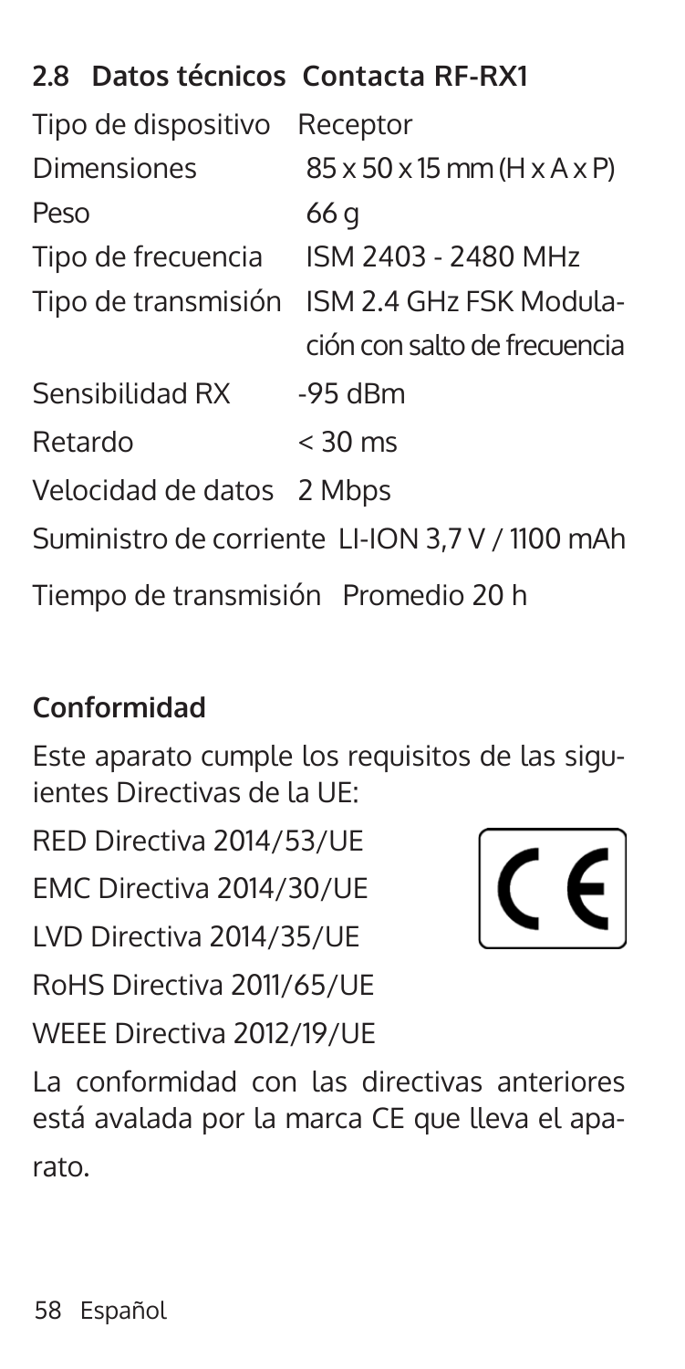## 2.8 Datos técnicos Contacta RF-RX1

| | |
|---|---|
| Tipo de dispositivo | Receptor |
| Dimensiones | 85 x 50 x 15 mm (H x A x P) |
| Peso | 66 g |
| Tipo de frecuencia | ISM 2403 - 2480 MHz |
| Tipo de transmisión | ISM 2.4 GHz FSK Modulación con salto de frecuencia |
| Sensibilidad RX | -95 dBm |
| Retardo | < 30 ms |
| Velocidad de datos | 2 Mbps |
| Suministro de corriente | LI-ION 3,7 V / 1100 mAh |
| Tiempo de transmisión | Promedio 20 h |

**Conformidad**

Este aparato cumple los requisitos de las siguientes Directivas de la UE:

RED Directiva 2014/53/UE

EMC Directiva 2014/30/UE

LVD Directiva 2014/35/UE

RoHS Directiva 2011/65/UE

WEEE Directiva 2012/19/UE

CE

La conformidad con las directivas anteriores está avalada por la marca CE que lleva el aparato.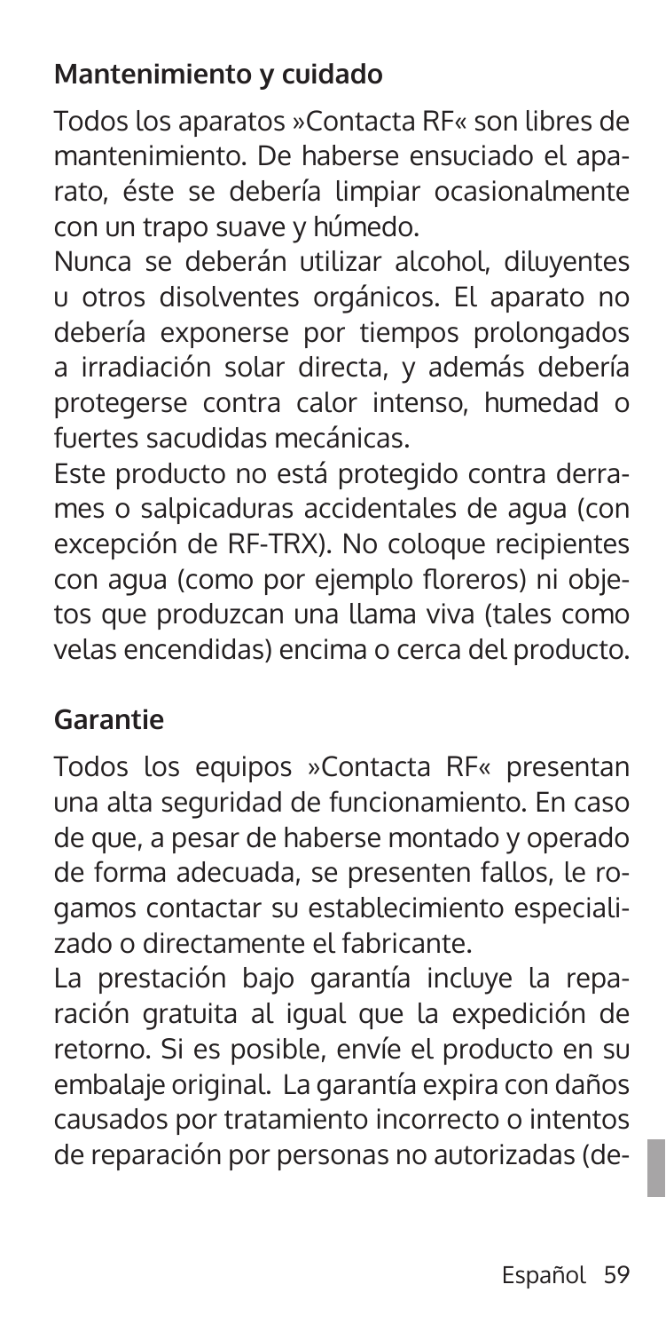## Mantenimiento y cuidado

Todos los aparatos »Contacta RF« son libres de mantenimiento. De haberse ensuciado el aparato, éste se debería limpiar ocasionalmente con un trapo suave y húmedo.

Nunca se deberán utilizar alcohol, diluyentes u otros disolventes orgánicos. El aparato no debería exponerse por tiempos prolongados a irradiación solar directa, y además debería protegerse contra calor intenso, humedad o fuertes sacudidas mecánicas.

Este producto no está protegido contra derrames o salpicaduras accidentales de agua (con excepción de RF-TRX). No coloque recipientes con agua (como por ejemplo floreros) ni objetos que produzcan una llama viva (tales como velas encendidas) encima o cerca del producto.

## Garantie

Todos los equipos »Contacta RF« presentan una alta seguridad de funcionamiento. En caso de que, a pesar de haberse montado y operado de forma adecuada, se presenten fallos, le rogamos contactar su establecimiento especializado o directamente el fabricante.

La prestación bajo garantía incluye la reparación gratuita al igual que la expedición de retorno. Si es posible, envíe el producto en su embalaje original. La garantía expira con daños causados por tratamiento incorrecto o intentos de reparación por personas no autorizadas (de-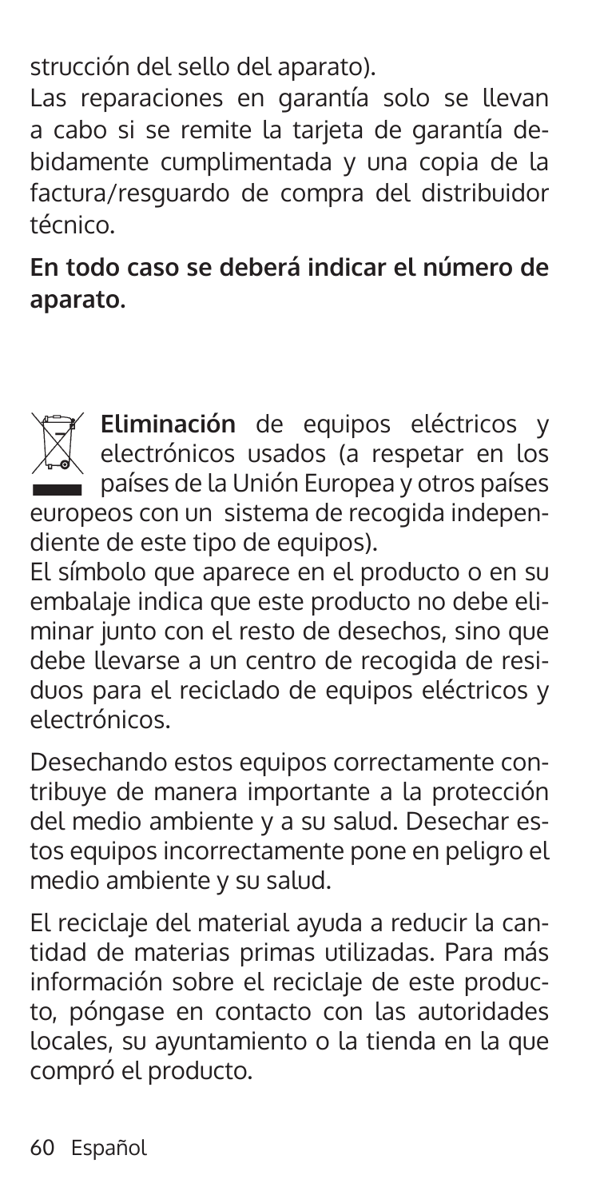strucción del sello del aparato).

Las reparaciones en garantía solo se llevan a cabo si se remite la tarjeta de garantía debidamente cumplimentada y una copia de la factura/resguardo de compra del distribuidor técnico.

**En todo caso se deberá indicar el número de aparato.**

**Eliminación** de equipos eléctricos y electrónicos usados (a respetar en los países de la Unión Europea y otros países europeos con un sistema de recogida independiente de este tipo de equipos).

El símbolo que aparece en el producto o en su embalaje indica que este producto no debe eliminar junto con el resto de desechos, sino que debe llevarse a un centro de recogida de residuos para el reciclado de equipos eléctricos y electrónicos.

Desechando estos equipos correctamente contribuye de manera importante a la protección del medio ambiente y a su salud. Desechar estos equipos incorrectamente pone en peligro el medio ambiente y su salud.

El reciclaje del material ayuda a reducir la cantidad de materias primas utilizadas. Para más información sobre el reciclaje de este producto, póngase en contacto con las autoridades locales, su ayuntamiento o la tienda en la que compró el producto.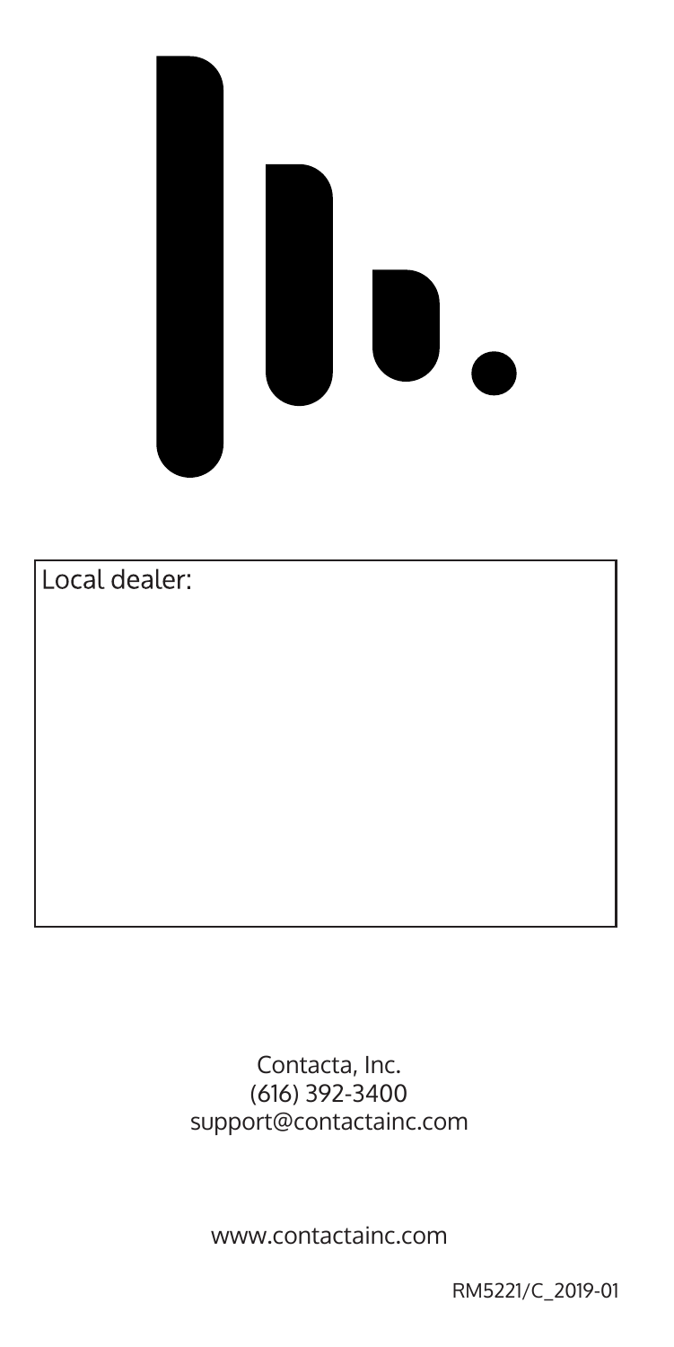Local dealer:

Contacta, Inc.
(616) 392-3400
support@contactainc.com

www.contactainc.com

RM5221/C_2019-01